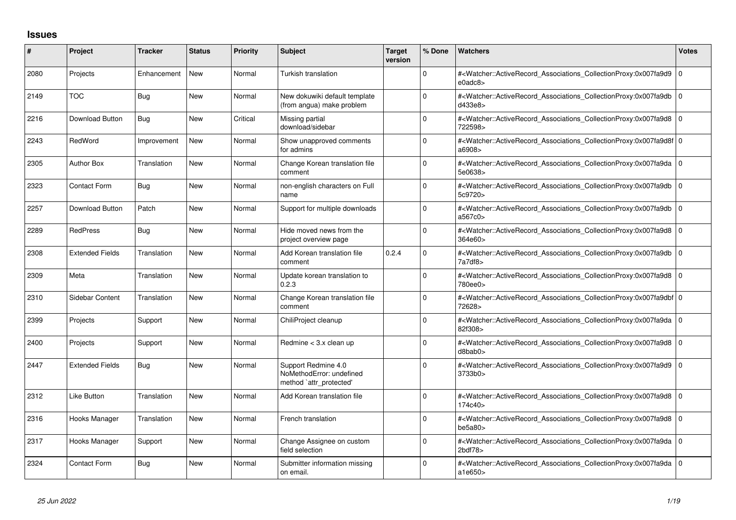## Issues

| # | Project | Tracker | Status | Priority | Subject | Target version | % Done | Watchers | Votes |
|---|---|---|---|---|---|---|---|---|---|
| 2080 | Projects | Enhancement | New | Normal | Turkish translation | | 0 | #<Watcher::ActiveRecord_Associations_CollectionProxy:0x007fa9d9e0adc8> | 0 |
| 2149 | TOC | Bug | New | Normal | New dokuwiki default template (from angua) make problem | | 0 | #<Watcher::ActiveRecord_Associations_CollectionProxy:0x007fa9dbd433e8> | 0 |
| 2216 | Download Button | Bug | New | Critical | Missing partial download/sidebar | | 0 | #<Watcher::ActiveRecord_Associations_CollectionProxy:0x007fa9d8722598> | 0 |
| 2243 | RedWord | Improvement | New | Normal | Show unapproved comments for admins | | 0 | #<Watcher::ActiveRecord_Associations_CollectionProxy:0x007fa9d8fa6908> | 0 |
| 2305 | Author Box | Translation | New | Normal | Change Korean translation file comment | | 0 | #<Watcher::ActiveRecord_Associations_CollectionProxy:0x007fa9da5e0638> | 0 |
| 2323 | Contact Form | Bug | New | Normal | non-english characters on Full name | | 0 | #<Watcher::ActiveRecord_Associations_CollectionProxy:0x007fa9db5c9720> | 0 |
| 2257 | Download Button | Patch | New | Normal | Support for multiple downloads | | 0 | #<Watcher::ActiveRecord_Associations_CollectionProxy:0x007fa9dba567c0> | 0 |
| 2289 | RedPress | Bug | New | Normal | Hide moved news from the project overview page | | 0 | #<Watcher::ActiveRecord_Associations_CollectionProxy:0x007fa9d8364e60> | 0 |
| 2308 | Extended Fields | Translation | New | Normal | Add Korean translation file comment | 0.2.4 | 0 | #<Watcher::ActiveRecord_Associations_CollectionProxy:0x007fa9db7a7df8> | 0 |
| 2309 | Meta | Translation | New | Normal | Update korean translation to 0.2.3 | | 0 | #<Watcher::ActiveRecord_Associations_CollectionProxy:0x007fa9d8780ee0> | 0 |
| 2310 | Sidebar Content | Translation | New | Normal | Change Korean translation file comment | | 0 | #<Watcher::ActiveRecord_Associations_CollectionProxy:0x007fa9dbf72628> | 0 |
| 2399 | Projects | Support | New | Normal | ChiliProject cleanup | | 0 | #<Watcher::ActiveRecord_Associations_CollectionProxy:0x007fa9da82f308> | 0 |
| 2400 | Projects | Support | New | Normal | Redmine < 3.x clean up | | 0 | #<Watcher::ActiveRecord_Associations_CollectionProxy:0x007fa9d8d8bab0> | 0 |
| 2447 | Extended Fields | Bug | New | Normal | Support Redmine 4.0 NoMethodError: undefined method `attr_protected' | | 0 | #<Watcher::ActiveRecord_Associations_CollectionProxy:0x007fa9d93733b0> | 0 |
| 2312 | Like Button | Translation | New | Normal | Add Korean translation file | | 0 | #<Watcher::ActiveRecord_Associations_CollectionProxy:0x007fa9d8174c40> | 0 |
| 2316 | Hooks Manager | Translation | New | Normal | French translation | | 0 | #<Watcher::ActiveRecord_Associations_CollectionProxy:0x007fa9d8be5a80> | 0 |
| 2317 | Hooks Manager | Support | New | Normal | Change Assignee on custom field selection | | 0 | #<Watcher::ActiveRecord_Associations_CollectionProxy:0x007fa9da2bdf78> | 0 |
| 2324 | Contact Form | Bug | New | Normal | Submitter information missing on email. | | 0 | #<Watcher::ActiveRecord_Associations_CollectionProxy:0x007fa9daa1e650> | 0 |

*25 Jun 2022*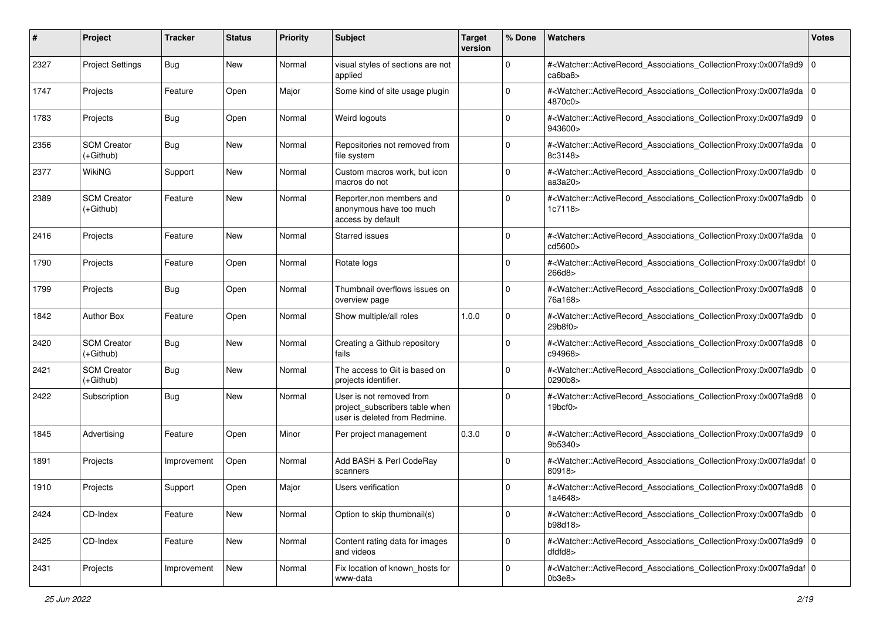| # | Project | Tracker | Status | Priority | Subject | Target version | % Done | Watchers | Votes |
|---|---|---|---|---|---|---|---|---|---|
| 2327 | Project Settings | Bug | New | Normal | visual styles of sections are not applied | | 0 | #<Watcher::ActiveRecord_Associations_CollectionProxy:0x007fa9d9ca6ba8> | 0 |
| 1747 | Projects | Feature | Open | Major | Some kind of site usage plugin | | 0 | #<Watcher::ActiveRecord_Associations_CollectionProxy:0x007fa9da4870c0> | 0 |
| 1783 | Projects | Bug | Open | Normal | Weird logouts | | 0 | #<Watcher::ActiveRecord_Associations_CollectionProxy:0x007fa9d9943600> | 0 |
| 2356 | SCM Creator (+Github) | Bug | New | Normal | Repositories not removed from file system | | 0 | #<Watcher::ActiveRecord_Associations_CollectionProxy:0x007fa9da8c3148> | 0 |
| 2377 | WikiNG | Support | New | Normal | Custom macros work, but icon macros do not | | 0 | #<Watcher::ActiveRecord_Associations_CollectionProxy:0x007fa9dbaa3a20> | 0 |
| 2389 | SCM Creator (+Github) | Feature | New | Normal | Reporter,non members and anonymous have too much access by default | | 0 | #<Watcher::ActiveRecord_Associations_CollectionProxy:0x007fa9db1c7118> | 0 |
| 2416 | Projects | Feature | New | Normal | Starred issues | | 0 | #<Watcher::ActiveRecord_Associations_CollectionProxy:0x007fa9dacd5600> | 0 |
| 1790 | Projects | Feature | Open | Normal | Rotate logs | | 0 | #<Watcher::ActiveRecord_Associations_CollectionProxy:0x007fa9dbf266d8> | 0 |
| 1799 | Projects | Bug | Open | Normal | Thumbnail overflows issues on overview page | | 0 | #<Watcher::ActiveRecord_Associations_CollectionProxy:0x007fa9d876a168> | 0 |
| 1842 | Author Box | Feature | Open | Normal | Show multiple/all roles | 1.0.0 | 0 | #<Watcher::ActiveRecord_Associations_CollectionProxy:0x007fa9db29b8f0> | 0 |
| 2420 | SCM Creator (+Github) | Bug | New | Normal | Creating a Github repository fails | | 0 | #<Watcher::ActiveRecord_Associations_CollectionProxy:0x007fa9d8c94968> | 0 |
| 2421 | SCM Creator (+Github) | Bug | New | Normal | The access to Git is based on projects identifier. | | 0 | #<Watcher::ActiveRecord_Associations_CollectionProxy:0x007fa9db0290b8> | 0 |
| 2422 | Subscription | Bug | New | Normal | User is not removed from project_subscribers table when user is deleted from Redmine. | | 0 | #<Watcher::ActiveRecord_Associations_CollectionProxy:0x007fa9d819bcf0> | 0 |
| 1845 | Advertising | Feature | Open | Minor | Per project management | 0.3.0 | 0 | #<Watcher::ActiveRecord_Associations_CollectionProxy:0x007fa9d99b5340> | 0 |
| 1891 | Projects | Improvement | Open | Normal | Add BASH & Perl CodeRay scanners | | 0 | #<Watcher::ActiveRecord_Associations_CollectionProxy:0x007fa9daf80918> | 0 |
| 1910 | Projects | Support | Open | Major | Users verification | | 0 | #<Watcher::ActiveRecord_Associations_CollectionProxy:0x007fa9d81a4648> | 0 |
| 2424 | CD-Index | Feature | New | Normal | Option to skip thumbnail(s) | | 0 | #<Watcher::ActiveRecord_Associations_CollectionProxy:0x007fa9dbb98d18> | 0 |
| 2425 | CD-Index | Feature | New | Normal | Content rating data for images and videos | | 0 | #<Watcher::ActiveRecord_Associations_CollectionProxy:0x007fa9d9dfdfd8> | 0 |
| 2431 | Projects | Improvement | New | Normal | Fix location of known_hosts for www-data | | 0 | #<Watcher::ActiveRecord_Associations_CollectionProxy:0x007fa9daf0b3e8> | 0 |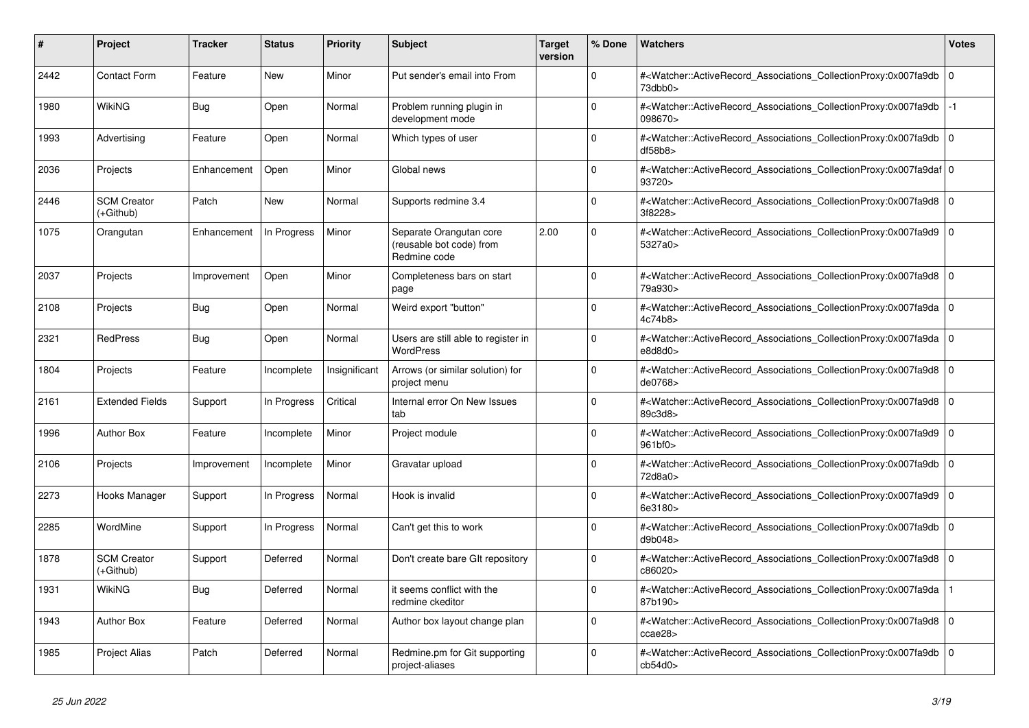| # | Project | Tracker | Status | Priority | Subject | Target version | % Done | Watchers | Votes |
|---|---|---|---|---|---|---|---|---|---|
| 2442 | Contact Form | Feature | New | Minor | Put sender's email into From | | 0 | #<Watcher::ActiveRecord_Associations_CollectionProxy:0x007fa9db73dbb0> | 0 |
| 1980 | WikiNG | Bug | Open | Normal | Problem running plugin in development mode | | 0 | #<Watcher::ActiveRecord_Associations_CollectionProxy:0x007fa9db098670> | -1 |
| 1993 | Advertising | Feature | Open | Normal | Which types of user | | 0 | #<Watcher::ActiveRecord_Associations_CollectionProxy:0x007fa9dbdf58b8> | 0 |
| 2036 | Projects | Enhancement | Open | Minor | Global news | | 0 | #<Watcher::ActiveRecord_Associations_CollectionProxy:0x007fa9daf93720> | 0 |
| 2446 | SCM Creator (+Github) | Patch | New | Normal | Supports redmine 3.4 | | 0 | #<Watcher::ActiveRecord_Associations_CollectionProxy:0x007fa9d83f8228> | 0 |
| 1075 | Orangutan | Enhancement | In Progress | Minor | Separate Orangutan core (reusable bot code) from Redmine code | 2.00 | 0 | #<Watcher::ActiveRecord_Associations_CollectionProxy:0x007fa9d95327a0> | 0 |
| 2037 | Projects | Improvement | Open | Minor | Completeness bars on start page | | 0 | #<Watcher::ActiveRecord_Associations_CollectionProxy:0x007fa9d879a930> | 0 |
| 2108 | Projects | Bug | Open | Normal | Weird export "button" | | 0 | #<Watcher::ActiveRecord_Associations_CollectionProxy:0x007fa9da4c74b8> | 0 |
| 2321 | RedPress | Bug | Open | Normal | Users are still able to register in WordPress | | 0 | #<Watcher::ActiveRecord_Associations_CollectionProxy:0x007fa9dae8d8d0> | 0 |
| 1804 | Projects | Feature | Incomplete | Insignificant | Arrows (or similar solution) for project menu | | 0 | #<Watcher::ActiveRecord_Associations_CollectionProxy:0x007fa9d8de0768> | 0 |
| 2161 | Extended Fields | Support | In Progress | Critical | Internal error On New Issues tab | | 0 | #<Watcher::ActiveRecord_Associations_CollectionProxy:0x007fa9d889c3d8> | 0 |
| 1996 | Author Box | Feature | Incomplete | Minor | Project module | | 0 | #<Watcher::ActiveRecord_Associations_CollectionProxy:0x007fa9d9961bf0> | 0 |
| 2106 | Projects | Improvement | Incomplete | Minor | Gravatar upload | | 0 | #<Watcher::ActiveRecord_Associations_CollectionProxy:0x007fa9db72d8a0> | 0 |
| 2273 | Hooks Manager | Support | In Progress | Normal | Hook is invalid | | 0 | #<Watcher::ActiveRecord_Associations_CollectionProxy:0x007fa9d96e3180> | 0 |
| 2285 | WordMine | Support | In Progress | Normal | Can't get this to work | | 0 | #<Watcher::ActiveRecord_Associations_CollectionProxy:0x007fa9dbd9b048> | 0 |
| 1878 | SCM Creator (+Github) | Support | Deferred | Normal | Don't create bare GIt repository | | 0 | #<Watcher::ActiveRecord_Associations_CollectionProxy:0x007fa9d8c86020> | 0 |
| 1931 | WikiNG | Bug | Deferred | Normal | it seems conflict with the redmine ckeditor | | 0 | #<Watcher::ActiveRecord_Associations_CollectionProxy:0x007fa9da87b190> | 1 |
| 1943 | Author Box | Feature | Deferred | Normal | Author box layout change plan | | 0 | #<Watcher::ActiveRecord_Associations_CollectionProxy:0x007fa9d8ccae28> | 0 |
| 1985 | Project Alias | Patch | Deferred | Normal | Redmine.pm for Git supporting project-aliases | | 0 | #<Watcher::ActiveRecord_Associations_CollectionProxy:0x007fa9dbcb54d0> | 0 |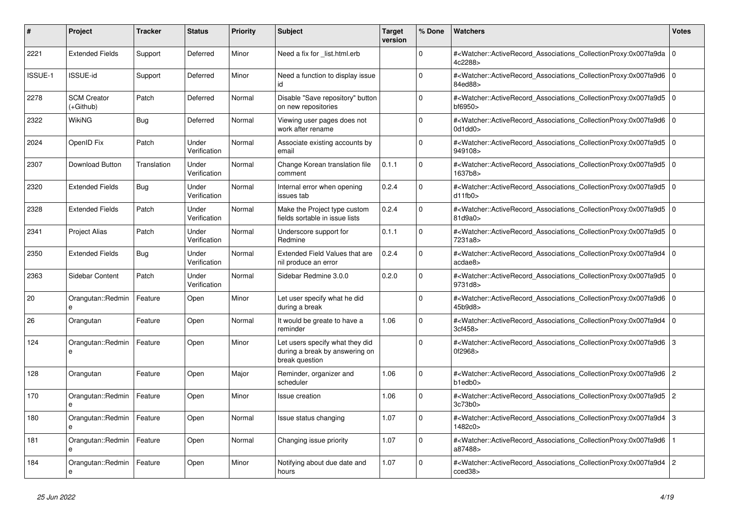| # | Project | Tracker | Status | Priority | Subject | Target version | % Done | Watchers | Votes |
|---|---|---|---|---|---|---|---|---|---|
| 2221 | Extended Fields | Support | Deferred | Minor | Need a fix for _list.html.erb | | 0 | #<Watcher::ActiveRecord_Associations_CollectionProxy:0x007fa9da4c2288> | 0 |
| ISSUE-1 | ISSUE-id | Support | Deferred | Minor | Need a function to display issue id | | 0 | #<Watcher::ActiveRecord_Associations_CollectionProxy:0x007fa9d684ed88> | 0 |
| 2278 | SCM Creator (+Github) | Patch | Deferred | Normal | Disable "Save repository" button on new repositories | | 0 | #<Watcher::ActiveRecord_Associations_CollectionProxy:0x007fa9d5bf6950> | 0 |
| 2322 | WikiNG | Bug | Deferred | Normal | Viewing user pages does not work after rename | | 0 | #<Watcher::ActiveRecord_Associations_CollectionProxy:0x007fa9d60d1dd0> | 0 |
| 2024 | OpenID Fix | Patch | Under Verification | Normal | Associate existing accounts by email | | 0 | #<Watcher::ActiveRecord_Associations_CollectionProxy:0x007fa9d5949108> | 0 |
| 2307 | Download Button | Translation | Under Verification | Normal | Change Korean translation file comment | 0.1.1 | 0 | #<Watcher::ActiveRecord_Associations_CollectionProxy:0x007fa9d51637b8> | 0 |
| 2320 | Extended Fields | Bug | Under Verification | Normal | Internal error when opening issues tab | 0.2.4 | 0 | #<Watcher::ActiveRecord_Associations_CollectionProxy:0x007fa9d5d11fb0> | 0 |
| 2328 | Extended Fields | Patch | Under Verification | Normal | Make the Project type custom fields sortable in issue lists | 0.2.4 | 0 | #<Watcher::ActiveRecord_Associations_CollectionProxy:0x007fa9d581d9a0> | 0 |
| 2341 | Project Alias | Patch | Under Verification | Normal | Underscore support for Redmine | 0.1.1 | 0 | #<Watcher::ActiveRecord_Associations_CollectionProxy:0x007fa9d57231a8> | 0 |
| 2350 | Extended Fields | Bug | Under Verification | Normal | Extended Field Values that are nil produce an error | 0.2.4 | 0 | #<Watcher::ActiveRecord_Associations_CollectionProxy:0x007fa9d4acdae8> | 0 |
| 2363 | Sidebar Content | Patch | Under Verification | Normal | Sidebar Redmine 3.0.0 | 0.2.0 | 0 | #<Watcher::ActiveRecord_Associations_CollectionProxy:0x007fa9d59731d8> | 0 |
| 20 | Orangutan::Redmine | Feature | Open | Minor | Let user specify what he did during a break | | 0 | #<Watcher::ActiveRecord_Associations_CollectionProxy:0x007fa9d645b9d8> | 0 |
| 26 | Orangutan | Feature | Open | Normal | It would be greate to have a reminder | 1.06 | 0 | #<Watcher::ActiveRecord_Associations_CollectionProxy:0x007fa9d43cf458> | 0 |
| 124 | Orangutan::Redmine | Feature | Open | Minor | Let users specify what they did during a break by answering on break question | | 0 | #<Watcher::ActiveRecord_Associations_CollectionProxy:0x007fa9d60f2968> | 3 |
| 128 | Orangutan | Feature | Open | Major | Reminder, organizer and scheduler | 1.06 | 0 | #<Watcher::ActiveRecord_Associations_CollectionProxy:0x007fa9d6b1edb0> | 2 |
| 170 | Orangutan::Redmine | Feature | Open | Minor | Issue creation | 1.06 | 0 | #<Watcher::ActiveRecord_Associations_CollectionProxy:0x007fa9d53c73b0> | 2 |
| 180 | Orangutan::Redmine | Feature | Open | Normal | Issue status changing | 1.07 | 0 | #<Watcher::ActiveRecord_Associations_CollectionProxy:0x007fa9d41482c0> | 3 |
| 181 | Orangutan::Redmine | Feature | Open | Normal | Changing issue priority | 1.07 | 0 | #<Watcher::ActiveRecord_Associations_CollectionProxy:0x007fa9d6a87488> | 1 |
| 184 | Orangutan::Redmine | Feature | Open | Minor | Notifying about due date and hours | 1.07 | 0 | #<Watcher::ActiveRecord_Associations_CollectionProxy:0x007fa9d4cced38> | 2 |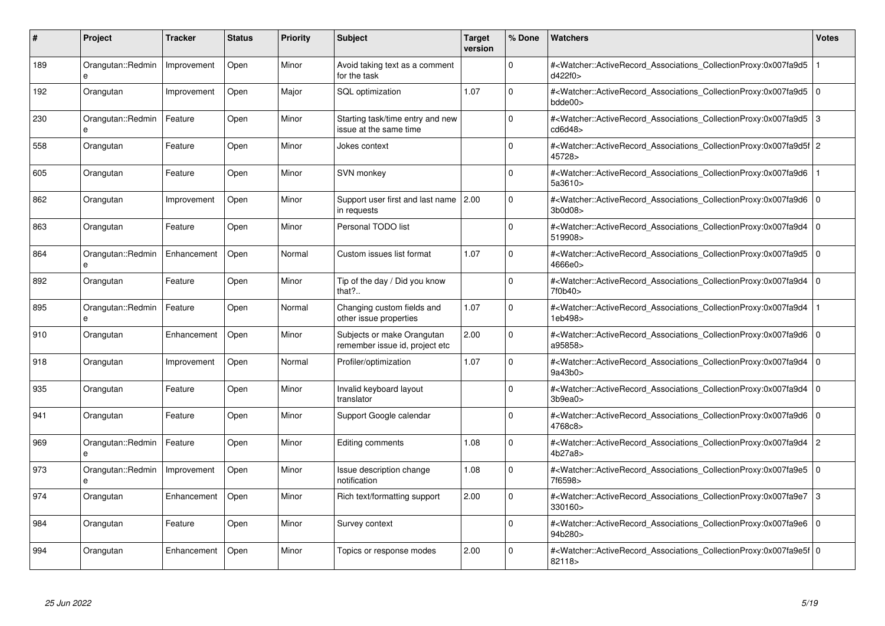| # | Project | Tracker | Status | Priority | Subject | Target version | % Done | Watchers | Votes |
|---|---|---|---|---|---|---|---|---|---|
| 189 | Orangutan::Redmine | Improvement | Open | Minor | Avoid taking text as a comment for the task | | 0 | #<Watcher::ActiveRecord_Associations_CollectionProxy:0x007fa9d5d422f0> | 1 |
| 192 | Orangutan | Improvement | Open | Major | SQL optimization | 1.07 | 0 | #<Watcher::ActiveRecord_Associations_CollectionProxy:0x007fa9d5bdde00> | 0 |
| 230 | Orangutan::Redmine | Feature | Open | Minor | Starting task/time entry and new issue at the same time | | 0 | #<Watcher::ActiveRecord_Associations_CollectionProxy:0x007fa9d5cd6d48> | 3 |
| 558 | Orangutan | Feature | Open | Minor | Jokes context | | 0 | #<Watcher::ActiveRecord_Associations_CollectionProxy:0x007fa9d5f45728> | 2 |
| 605 | Orangutan | Feature | Open | Minor | SVN monkey | | 0 | #<Watcher::ActiveRecord_Associations_CollectionProxy:0x007fa9d65a3610> | 1 |
| 862 | Orangutan | Improvement | Open | Minor | Support user first and last name in requests | 2.00 | 0 | #<Watcher::ActiveRecord_Associations_CollectionProxy:0x007fa9d63b0d08> | 0 |
| 863 | Orangutan | Feature | Open | Minor | Personal TODO list | | 0 | #<Watcher::ActiveRecord_Associations_CollectionProxy:0x007fa9d4519908> | 0 |
| 864 | Orangutan::Redmine | Enhancement | Open | Normal | Custom issues list format | 1.07 | 0 | #<Watcher::ActiveRecord_Associations_CollectionProxy:0x007fa9d54666e0> | 0 |
| 892 | Orangutan | Feature | Open | Minor | Tip of the day / Did you know that?.. | | 0 | #<Watcher::ActiveRecord_Associations_CollectionProxy:0x007fa9d47f0b40> | 0 |
| 895 | Orangutan::Redmine | Feature | Open | Normal | Changing custom fields and other issue properties | 1.07 | 0 | #<Watcher::ActiveRecord_Associations_CollectionProxy:0x007fa9d41eb498> | 1 |
| 910 | Orangutan | Enhancement | Open | Minor | Subjects or make Orangutan remember issue id, project etc | 2.00 | 0 | #<Watcher::ActiveRecord_Associations_CollectionProxy:0x007fa9d6a95858> | 0 |
| 918 | Orangutan | Improvement | Open | Normal | Profiler/optimization | 1.07 | 0 | #<Watcher::ActiveRecord_Associations_CollectionProxy:0x007fa9d49a43b0> | 0 |
| 935 | Orangutan | Feature | Open | Minor | Invalid keyboard layout translator | | 0 | #<Watcher::ActiveRecord_Associations_CollectionProxy:0x007fa9d43b9ea0> | 0 |
| 941 | Orangutan | Feature | Open | Minor | Support Google calendar | | 0 | #<Watcher::ActiveRecord_Associations_CollectionProxy:0x007fa9d64768c8> | 0 |
| 969 | Orangutan::Redmine | Feature | Open | Minor | Editing comments | 1.08 | 0 | #<Watcher::ActiveRecord_Associations_CollectionProxy:0x007fa9d44b27a8> | 2 |
| 973 | Orangutan::Redmine | Improvement | Open | Minor | Issue description change notification | 1.08 | 0 | #<Watcher::ActiveRecord_Associations_CollectionProxy:0x007fa9e57f6598> | 0 |
| 974 | Orangutan | Enhancement | Open | Minor | Rich text/formatting support | 2.00 | 0 | #<Watcher::ActiveRecord_Associations_CollectionProxy:0x007fa9e7330160> | 3 |
| 984 | Orangutan | Feature | Open | Minor | Survey context | | 0 | #<Watcher::ActiveRecord_Associations_CollectionProxy:0x007fa9e694b280> | 0 |
| 994 | Orangutan | Enhancement | Open | Minor | Topics or response modes | 2.00 | 0 | #<Watcher::ActiveRecord_Associations_CollectionProxy:0x007fa9e5f82118> | 0 |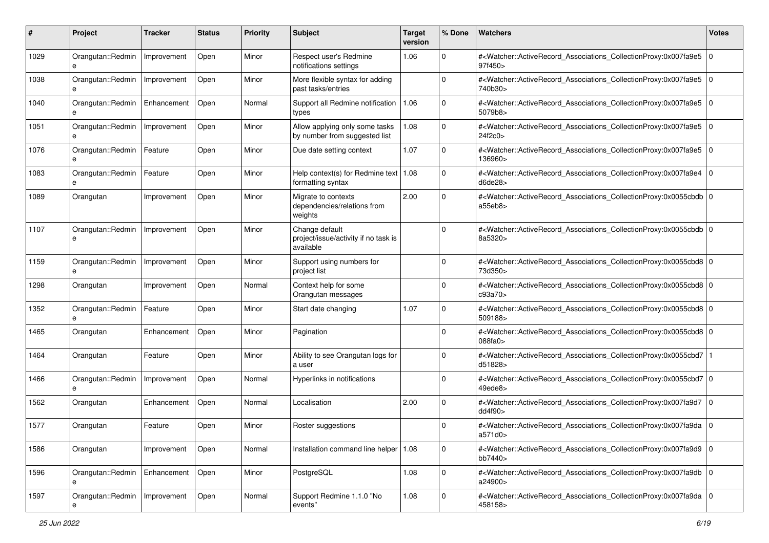| # | Project | Tracker | Status | Priority | Subject | Target version | % Done | Watchers | Votes |
|---|---|---|---|---|---|---|---|---|---|
| 1029 | Orangutan::Redmine | Improvement | Open | Minor | Respect user's Redmine notifications settings | 1.06 | 0 | #<Watcher::ActiveRecord_Associations_CollectionProxy:0x007fa9e597f450> | 0 |
| 1038 | Orangutan::Redmine | Improvement | Open | Minor | More flexible syntax for adding past tasks/entries | | 0 | #<Watcher::ActiveRecord_Associations_CollectionProxy:0x007fa9e5740b30> | 0 |
| 1040 | Orangutan::Redmine | Enhancement | Open | Normal | Support all Redmine notification types | 1.06 | 0 | #<Watcher::ActiveRecord_Associations_CollectionProxy:0x007fa9e55079b8> | 0 |
| 1051 | Orangutan::Redmine | Improvement | Open | Minor | Allow applying only some tasks by number from suggested list | 1.08 | 0 | #<Watcher::ActiveRecord_Associations_CollectionProxy:0x007fa9e524f2c0> | 0 |
| 1076 | Orangutan::Redmine | Feature | Open | Minor | Due date setting context | 1.07 | 0 | #<Watcher::ActiveRecord_Associations_CollectionProxy:0x007fa9e5136960> | 0 |
| 1083 | Orangutan::Redmine | Feature | Open | Minor | Help context(s) for Redmine text formatting syntax | 1.08 | 0 | #<Watcher::ActiveRecord_Associations_CollectionProxy:0x007fa9e4d6de28> | 0 |
| 1089 | Orangutan | Improvement | Open | Minor | Migrate to contexts dependencies/relations from weights | 2.00 | 0 | #<Watcher::ActiveRecord_Associations_CollectionProxy:0x0055cbdba55eb8> | 0 |
| 1107 | Orangutan::Redmine | Improvement | Open | Minor | Change default project/issue/activity if no task is available | | 0 | #<Watcher::ActiveRecord_Associations_CollectionProxy:0x0055cbdb8a5320> | 0 |
| 1159 | Orangutan::Redmine | Improvement | Open | Minor | Support using numbers for project list | | 0 | #<Watcher::ActiveRecord_Associations_CollectionProxy:0x0055cbd873d350> | 0 |
| 1298 | Orangutan | Improvement | Open | Normal | Context help for some Orangutan messages | | 0 | #<Watcher::ActiveRecord_Associations_CollectionProxy:0x0055cbd8c93a70> | 0 |
| 1352 | Orangutan::Redmine | Feature | Open | Minor | Start date changing | 1.07 | 0 | #<Watcher::ActiveRecord_Associations_CollectionProxy:0x0055cbd8509188> | 0 |
| 1465 | Orangutan | Enhancement | Open | Minor | Pagination | | 0 | #<Watcher::ActiveRecord_Associations_CollectionProxy:0x0055cbd8088fa0> | 0 |
| 1464 | Orangutan | Feature | Open | Minor | Ability to see Orangutan logs for a user | | 0 | #<Watcher::ActiveRecord_Associations_CollectionProxy:0x0055cbd7d51828> | 1 |
| 1466 | Orangutan::Redmine | Improvement | Open | Normal | Hyperlinks in notifications | | 0 | #<Watcher::ActiveRecord_Associations_CollectionProxy:0x0055cbd749ede8> | 0 |
| 1562 | Orangutan | Enhancement | Open | Normal | Localisation | 2.00 | 0 | #<Watcher::ActiveRecord_Associations_CollectionProxy:0x007fa9d7dd4f90> | 0 |
| 1577 | Orangutan | Feature | Open | Minor | Roster suggestions | | 0 | #<Watcher::ActiveRecord_Associations_CollectionProxy:0x007fa9daa571d0> | 0 |
| 1586 | Orangutan | Improvement | Open | Normal | Installation command line helper | 1.08 | 0 | #<Watcher::ActiveRecord_Associations_CollectionProxy:0x007fa9d9bb7440> | 0 |
| 1596 | Orangutan::Redmine | Enhancement | Open | Minor | PostgreSQL | 1.08 | 0 | #<Watcher::ActiveRecord_Associations_CollectionProxy:0x007fa9dba24900> | 0 |
| 1597 | Orangutan::Redmine | Improvement | Open | Normal | Support Redmine 1.1.0 "No events" | 1.08 | 0 | #<Watcher::ActiveRecord_Associations_CollectionProxy:0x007fa9da458158> | 0 |

*25 Jun 2022*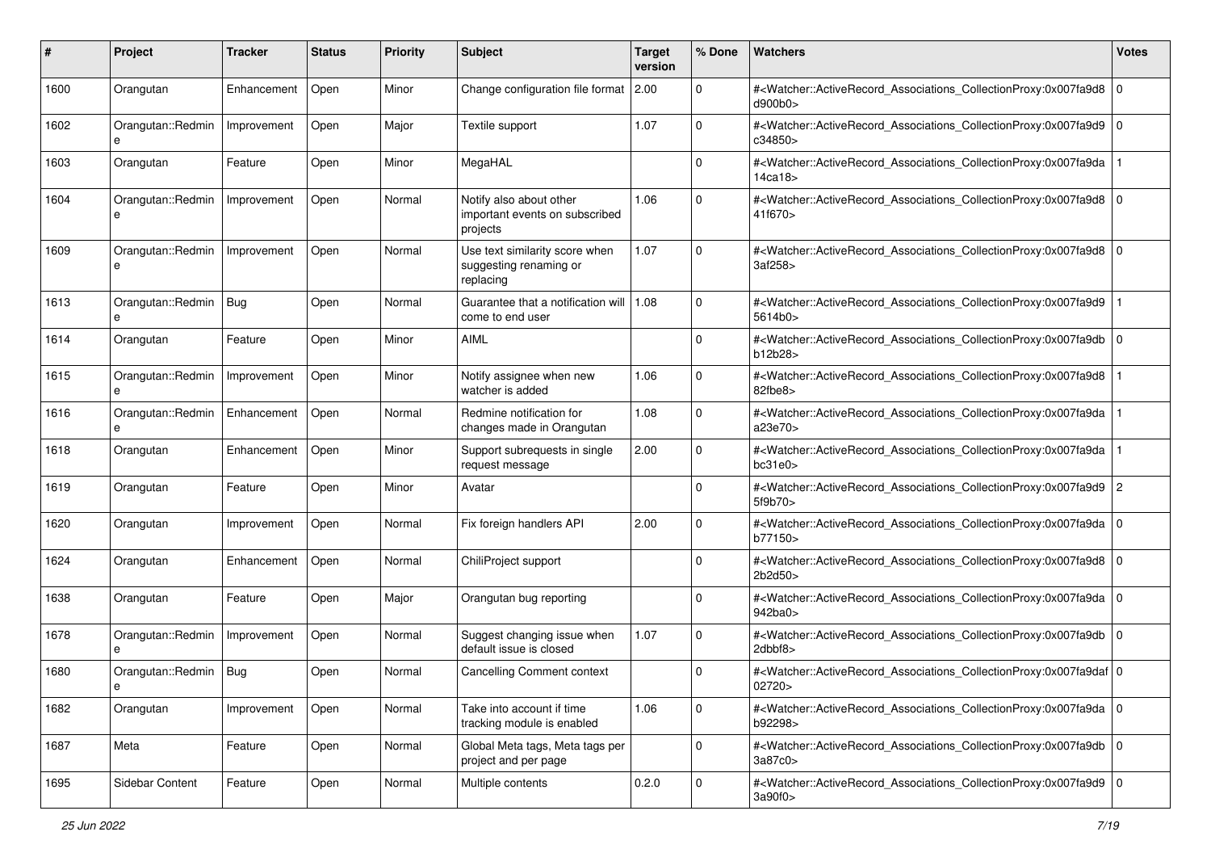| # | Project | Tracker | Status | Priority | Subject | Target version | % Done | Watchers | Votes |
|---|---|---|---|---|---|---|---|---|---|
| 1600 | Orangutan | Enhancement | Open | Minor | Change configuration file format | 2.00 | 0 | #<Watcher::ActiveRecord_Associations_CollectionProxy:0x007fa9d8d900b0> | 0 |
| 1602 | Orangutan::Redmine | Improvement | Open | Major | Textile support | 1.07 | 0 | #<Watcher::ActiveRecord_Associations_CollectionProxy:0x007fa9d9c34850> | 0 |
| 1603 | Orangutan | Feature | Open | Minor | MegaHAL | | 0 | #<Watcher::ActiveRecord_Associations_CollectionProxy:0x007fa9da14ca18> | 1 |
| 1604 | Orangutan::Redmine | Improvement | Open | Normal | Notify also about other important events on subscribed projects | 1.06 | 0 | #<Watcher::ActiveRecord_Associations_CollectionProxy:0x007fa9d841f670> | 0 |
| 1609 | Orangutan::Redmine | Improvement | Open | Normal | Use text similarity score when suggesting renaming or replacing | 1.07 | 0 | #<Watcher::ActiveRecord_Associations_CollectionProxy:0x007fa9d83af258> | 0 |
| 1613 | Orangutan::Redmine | Bug | Open | Normal | Guarantee that a notification will come to end user | 1.08 | 0 | #<Watcher::ActiveRecord_Associations_CollectionProxy:0x007fa9d95614b0> | 1 |
| 1614 | Orangutan | Feature | Open | Minor | AIML | | 0 | #<Watcher::ActiveRecord_Associations_CollectionProxy:0x007fa9dbb12b28> | 0 |
| 1615 | Orangutan::Redmine | Improvement | Open | Minor | Notify assignee when new watcher is added | 1.06 | 0 | #<Watcher::ActiveRecord_Associations_CollectionProxy:0x007fa9d882fbe8> | 1 |
| 1616 | Orangutan::Redmine | Enhancement | Open | Normal | Redmine notification for changes made in Orangutan | 1.08 | 0 | #<Watcher::ActiveRecord_Associations_CollectionProxy:0x007fa9daa23e70> | 1 |
| 1618 | Orangutan | Enhancement | Open | Minor | Support subrequests in single request message | 2.00 | 0 | #<Watcher::ActiveRecord_Associations_CollectionProxy:0x007fa9dabc31e0> | 1 |
| 1619 | Orangutan | Feature | Open | Minor | Avatar | | 0 | #<Watcher::ActiveRecord_Associations_CollectionProxy:0x007fa9d95f9b70> | 2 |
| 1620 | Orangutan | Improvement | Open | Normal | Fix foreign handlers API | 2.00 | 0 | #<Watcher::ActiveRecord_Associations_CollectionProxy:0x007fa9dab77150> | 0 |
| 1624 | Orangutan | Enhancement | Open | Normal | ChiliProject support | | 0 | #<Watcher::ActiveRecord_Associations_CollectionProxy:0x007fa9d82b2d50> | 0 |
| 1638 | Orangutan | Feature | Open | Major | Orangutan bug reporting | | 0 | #<Watcher::ActiveRecord_Associations_CollectionProxy:0x007fa9da942ba0> | 0 |
| 1678 | Orangutan::Redmine | Improvement | Open | Normal | Suggest changing issue when default issue is closed | 1.07 | 0 | #<Watcher::ActiveRecord_Associations_CollectionProxy:0x007fa9db2dbbf8> | 0 |
| 1680 | Orangutan::Redmine | Bug | Open | Normal | Cancelling Comment context | | 0 | #<Watcher::ActiveRecord_Associations_CollectionProxy:0x007fa9daf02720> | 0 |
| 1682 | Orangutan | Improvement | Open | Normal | Take into account if time tracking module is enabled | 1.06 | 0 | #<Watcher::ActiveRecord_Associations_CollectionProxy:0x007fa9dab92298> | 0 |
| 1687 | Meta | Feature | Open | Normal | Global Meta tags, Meta tags per project and per page | | 0 | #<Watcher::ActiveRecord_Associations_CollectionProxy:0x007fa9db3a87c0> | 0 |
| 1695 | Sidebar Content | Feature | Open | Normal | Multiple contents | 0.2.0 | 0 | #<Watcher::ActiveRecord_Associations_CollectionProxy:0x007fa9d93a90f0> | 0 |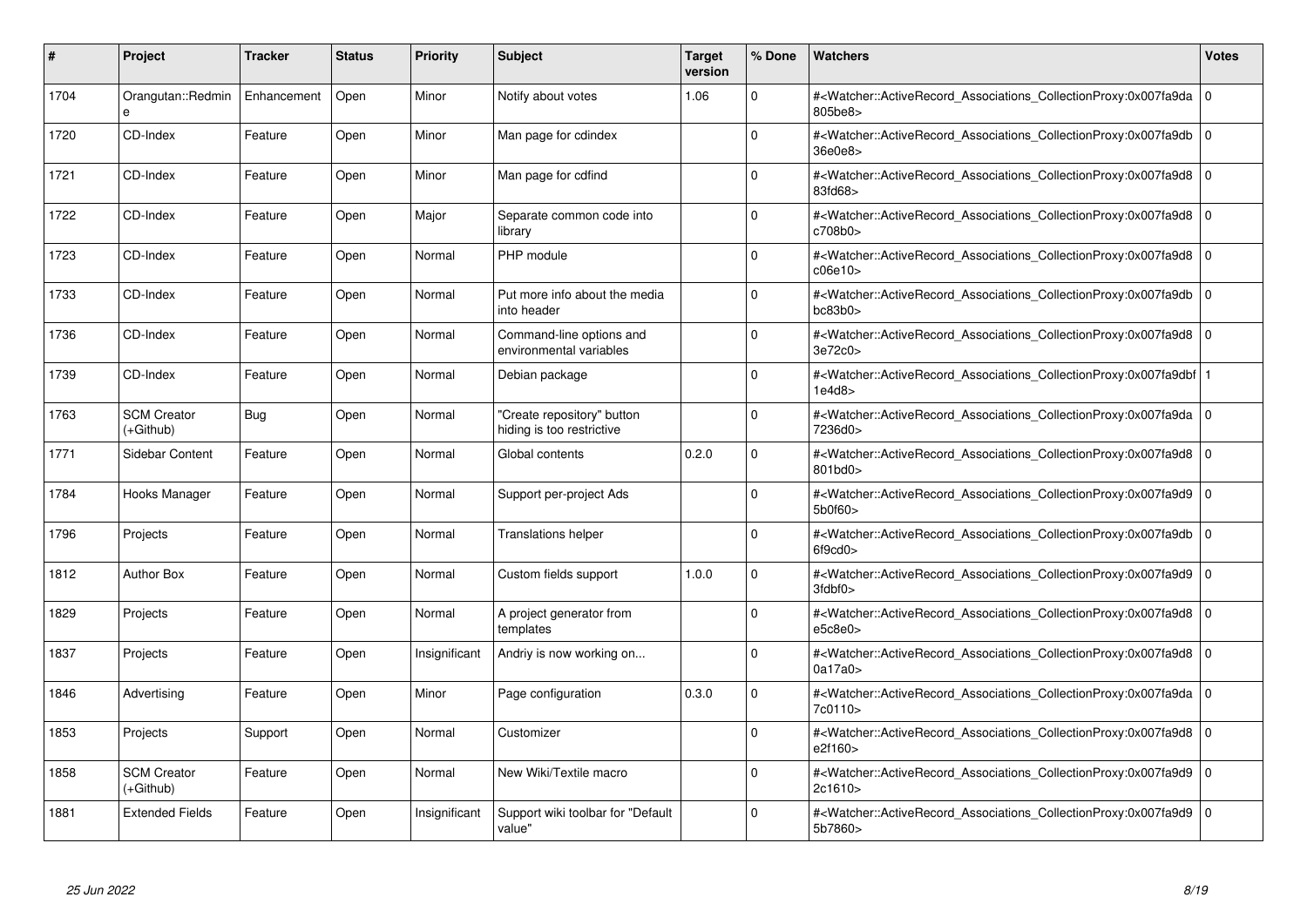| # | Project | Tracker | Status | Priority | Subject | Target version | % Done | Watchers | Votes |
|---|---|---|---|---|---|---|---|---|---|
| 1704 | Orangutan::Redmine | Enhancement | Open | Minor | Notify about votes | 1.06 | 0 | #<Watcher::ActiveRecord_Associations_CollectionProxy:0x007fa9da805be8> | 0 |
| 1720 | CD-Index | Feature | Open | Minor | Man page for cdindex | | 0 | #<Watcher::ActiveRecord_Associations_CollectionProxy:0x007fa9db36e0e8> | 0 |
| 1721 | CD-Index | Feature | Open | Minor | Man page for cdfind | | 0 | #<Watcher::ActiveRecord_Associations_CollectionProxy:0x007fa9d883fd68> | 0 |
| 1722 | CD-Index | Feature | Open | Major | Separate common code into library | | 0 | #<Watcher::ActiveRecord_Associations_CollectionProxy:0x007fa9d8c708b0> | 0 |
| 1723 | CD-Index | Feature | Open | Normal | PHP module | | 0 | #<Watcher::ActiveRecord_Associations_CollectionProxy:0x007fa9d8c06e10> | 0 |
| 1733 | CD-Index | Feature | Open | Normal | Put more info about the media into header | | 0 | #<Watcher::ActiveRecord_Associations_CollectionProxy:0x007fa9dbbc83b0> | 0 |
| 1736 | CD-Index | Feature | Open | Normal | Command-line options and environmental variables | | 0 | #<Watcher::ActiveRecord_Associations_CollectionProxy:0x007fa9d83e72c0> | 0 |
| 1739 | CD-Index | Feature | Open | Normal | Debian package | | 0 | #<Watcher::ActiveRecord_Associations_CollectionProxy:0x007fa9dbf1e4d8> | 1 |
| 1763 | SCM Creator (+Github) | Bug | Open | Normal | "Create repository" button hiding is too restrictive | | 0 | #<Watcher::ActiveRecord_Associations_CollectionProxy:0x007fa9da7236d0> | 0 |
| 1771 | Sidebar Content | Feature | Open | Normal | Global contents | 0.2.0 | 0 | #<Watcher::ActiveRecord_Associations_CollectionProxy:0x007fa9d8801bd0> | 0 |
| 1784 | Hooks Manager | Feature | Open | Normal | Support per-project Ads | | 0 | #<Watcher::ActiveRecord_Associations_CollectionProxy:0x007fa9d95b0f60> | 0 |
| 1796 | Projects | Feature | Open | Normal | Translations helper | | 0 | #<Watcher::ActiveRecord_Associations_CollectionProxy:0x007fa9db6f9cd0> | 0 |
| 1812 | Author Box | Feature | Open | Normal | Custom fields support | 1.0.0 | 0 | #<Watcher::ActiveRecord_Associations_CollectionProxy:0x007fa9d93fdbf0> | 0 |
| 1829 | Projects | Feature | Open | Normal | A project generator from templates | | 0 | #<Watcher::ActiveRecord_Associations_CollectionProxy:0x007fa9d8e5c8e0> | 0 |
| 1837 | Projects | Feature | Open | Insignificant | Andriy is now working on... | | 0 | #<Watcher::ActiveRecord_Associations_CollectionProxy:0x007fa9d80a17a0> | 0 |
| 1846 | Advertising | Feature | Open | Minor | Page configuration | 0.3.0 | 0 | #<Watcher::ActiveRecord_Associations_CollectionProxy:0x007fa9da7c0110> | 0 |
| 1853 | Projects | Support | Open | Normal | Customizer | | 0 | #<Watcher::ActiveRecord_Associations_CollectionProxy:0x007fa9d8e2f160> | 0 |
| 1858 | SCM Creator (+Github) | Feature | Open | Normal | New Wiki/Textile macro | | 0 | #<Watcher::ActiveRecord_Associations_CollectionProxy:0x007fa9d92c1610> | 0 |
| 1881 | Extended Fields | Feature | Open | Insignificant | Support wiki toolbar for "Default value" | | 0 | #<Watcher::ActiveRecord_Associations_CollectionProxy:0x007fa9d95b7860> | 0 |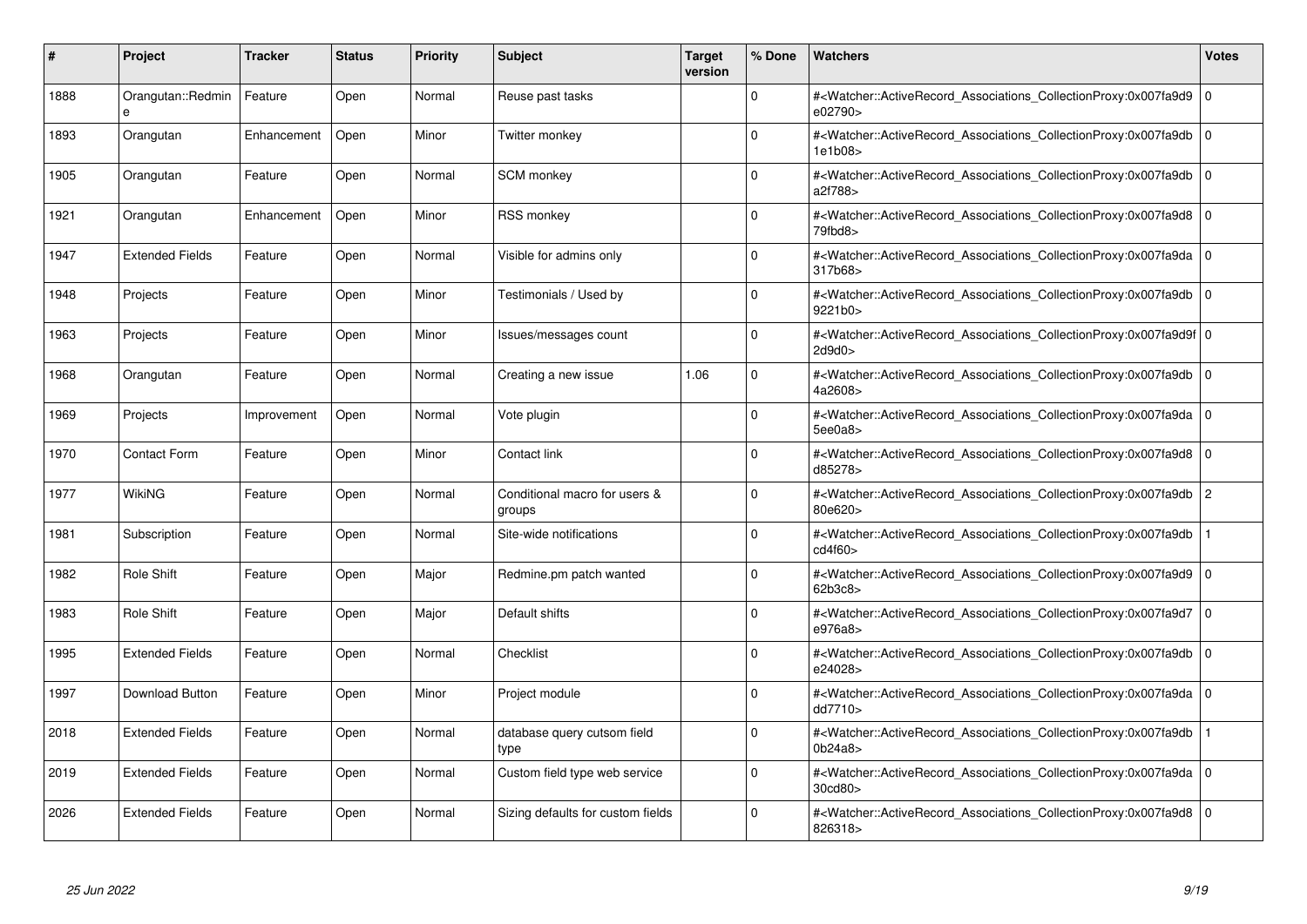| # | Project | Tracker | Status | Priority | Subject | Target version | % Done | Watchers | Votes |
|---|---|---|---|---|---|---|---|---|---|
| 1888 | Orangutan::Redmine | Feature | Open | Normal | Reuse past tasks | | 0 | #<Watcher::ActiveRecord_Associations_CollectionProxy:0x007fa9d9e02790> | 0 |
| 1893 | Orangutan | Enhancement | Open | Minor | Twitter monkey | | 0 | #<Watcher::ActiveRecord_Associations_CollectionProxy:0x007fa9db1e1b08> | 0 |
| 1905 | Orangutan | Feature | Open | Normal | SCM monkey | | 0 | #<Watcher::ActiveRecord_Associations_CollectionProxy:0x007fa9dba2f788> | 0 |
| 1921 | Orangutan | Enhancement | Open | Minor | RSS monkey | | 0 | #<Watcher::ActiveRecord_Associations_CollectionProxy:0x007fa9d879fbd8> | 0 |
| 1947 | Extended Fields | Feature | Open | Normal | Visible for admins only | | 0 | #<Watcher::ActiveRecord_Associations_CollectionProxy:0x007fa9da317b68> | 0 |
| 1948 | Projects | Feature | Open | Minor | Testimonials / Used by | | 0 | #<Watcher::ActiveRecord_Associations_CollectionProxy:0x007fa9db9221b0> | 0 |
| 1963 | Projects | Feature | Open | Minor | Issues/messages count | | 0 | #<Watcher::ActiveRecord_Associations_CollectionProxy:0x007fa9d9f2d9d0> | 0 |
| 1968 | Orangutan | Feature | Open | Normal | Creating a new issue | 1.06 | 0 | #<Watcher::ActiveRecord_Associations_CollectionProxy:0x007fa9db4a2608> | 0 |
| 1969 | Projects | Improvement | Open | Normal | Vote plugin | | 0 | #<Watcher::ActiveRecord_Associations_CollectionProxy:0x007fa9da5ee0a8> | 0 |
| 1970 | Contact Form | Feature | Open | Minor | Contact link | | 0 | #<Watcher::ActiveRecord_Associations_CollectionProxy:0x007fa9d8d85278> | 0 |
| 1977 | WikiNG | Feature | Open | Normal | Conditional macro for users & groups | | 0 | #<Watcher::ActiveRecord_Associations_CollectionProxy:0x007fa9db80e620> | 2 |
| 1981 | Subscription | Feature | Open | Normal | Site-wide notifications | | 0 | #<Watcher::ActiveRecord_Associations_CollectionProxy:0x007fa9dbcd4f60> | 1 |
| 1982 | Role Shift | Feature | Open | Major | Redmine.pm patch wanted | | 0 | #<Watcher::ActiveRecord_Associations_CollectionProxy:0x007fa9d962b3c8> | 0 |
| 1983 | Role Shift | Feature | Open | Major | Default shifts | | 0 | #<Watcher::ActiveRecord_Associations_CollectionProxy:0x007fa9d7e976a8> | 0 |
| 1995 | Extended Fields | Feature | Open | Normal | Checklist | | 0 | #<Watcher::ActiveRecord_Associations_CollectionProxy:0x007fa9dbe24028> | 0 |
| 1997 | Download Button | Feature | Open | Minor | Project module | | 0 | #<Watcher::ActiveRecord_Associations_CollectionProxy:0x007fa9dadd7710> | 0 |
| 2018 | Extended Fields | Feature | Open | Normal | database query cutsom field type | | 0 | #<Watcher::ActiveRecord_Associations_CollectionProxy:0x007fa9db0b24a8> | 1 |
| 2019 | Extended Fields | Feature | Open | Normal | Custom field type web service | | 0 | #<Watcher::ActiveRecord_Associations_CollectionProxy:0x007fa9da30cd80> | 0 |
| 2026 | Extended Fields | Feature | Open | Normal | Sizing defaults for custom fields | | 0 | #<Watcher::ActiveRecord_Associations_CollectionProxy:0x007fa9d8826318> | 0 |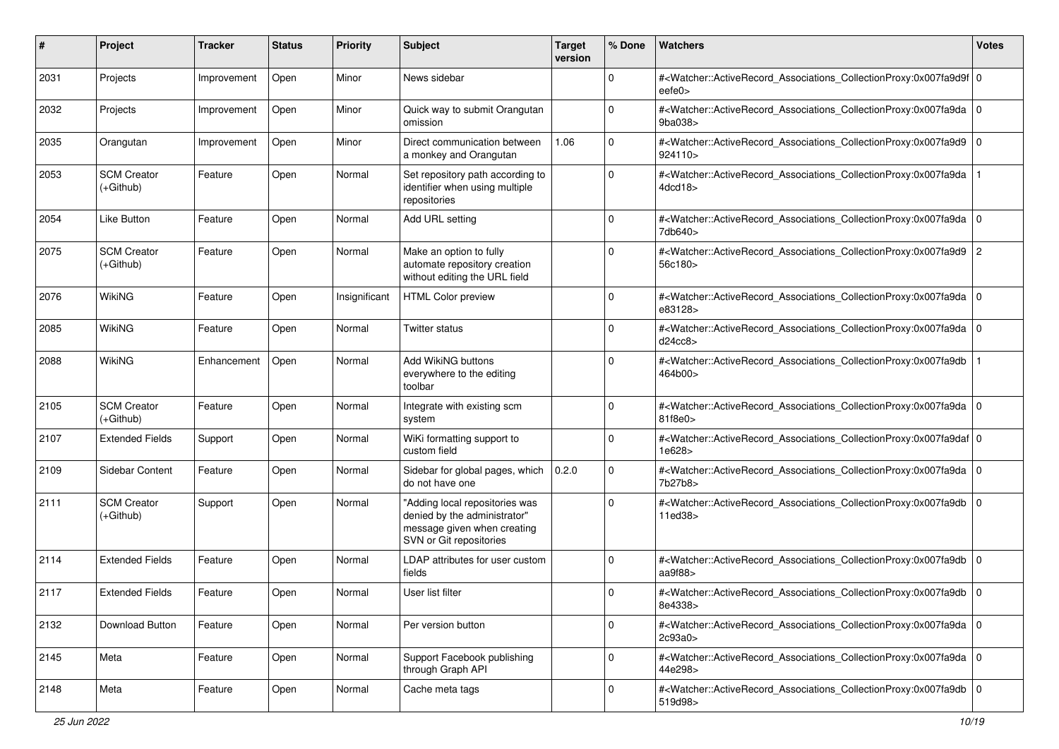| # | Project | Tracker | Status | Priority | Subject | Target version | % Done | Watchers | Votes |
|---|---|---|---|---|---|---|---|---|---|
| 2031 | Projects | Improvement | Open | Minor | News sidebar | | 0 | #<Watcher::ActiveRecord_Associations_CollectionProxy:0x007fa9d9feefe0> | 0 |
| 2032 | Projects | Improvement | Open | Minor | Quick way to submit Orangutan omission | | 0 | #<Watcher::ActiveRecord_Associations_CollectionProxy:0x007fa9da9ba038> | 0 |
| 2035 | Orangutan | Improvement | Open | Minor | Direct communication between a monkey and Orangutan | 1.06 | 0 | #<Watcher::ActiveRecord_Associations_CollectionProxy:0x007fa9d9924110> | 0 |
| 2053 | SCM Creator (+Github) | Feature | Open | Normal | Set repository path according to identifier when using multiple repositories | | 0 | #<Watcher::ActiveRecord_Associations_CollectionProxy:0x007fa9da4dcd18> | 1 |
| 2054 | Like Button | Feature | Open | Normal | Add URL setting | | 0 | #<Watcher::ActiveRecord_Associations_CollectionProxy:0x007fa9da7db640> | 0 |
| 2075 | SCM Creator (+Github) | Feature | Open | Normal | Make an option to fully automate repository creation without editing the URL field | | 0 | #<Watcher::ActiveRecord_Associations_CollectionProxy:0x007fa9d956c180> | 2 |
| 2076 | WikiNG | Feature | Open | Insignificant | HTML Color preview | | 0 | #<Watcher::ActiveRecord_Associations_CollectionProxy:0x007fa9dae83128> | 0 |
| 2085 | WikiNG | Feature | Open | Normal | Twitter status | | 0 | #<Watcher::ActiveRecord_Associations_CollectionProxy:0x007fa9dad24cc8> | 0 |
| 2088 | WikiNG | Enhancement | Open | Normal | Add WikiNG buttons everywhere to the editing toolbar | | 0 | #<Watcher::ActiveRecord_Associations_CollectionProxy:0x007fa9db464b00> | 1 |
| 2105 | SCM Creator (+Github) | Feature | Open | Normal | Integrate with existing scm system | | 0 | #<Watcher::ActiveRecord_Associations_CollectionProxy:0x007fa9da81f8e0> | 0 |
| 2107 | Extended Fields | Support | Open | Normal | WiKi formatting support to custom field | | 0 | #<Watcher::ActiveRecord_Associations_CollectionProxy:0x007fa9daf1e628> | 0 |
| 2109 | Sidebar Content | Feature | Open | Normal | Sidebar for global pages, which do not have one | 0.2.0 | 0 | #<Watcher::ActiveRecord_Associations_CollectionProxy:0x007fa9da7b27b8> | 0 |
| 2111 | SCM Creator (+Github) | Support | Open | Normal | "Adding local repositories was denied by the administrator" message given when creating SVN or Git repositories | | 0 | #<Watcher::ActiveRecord_Associations_CollectionProxy:0x007fa9db11ed38> | 0 |
| 2114 | Extended Fields | Feature | Open | Normal | LDAP attributes for user custom fields | | 0 | #<Watcher::ActiveRecord_Associations_CollectionProxy:0x007fa9dbaa9f88> | 0 |
| 2117 | Extended Fields | Feature | Open | Normal | User list filter | | 0 | #<Watcher::ActiveRecord_Associations_CollectionProxy:0x007fa9db8e4338> | 0 |
| 2132 | Download Button | Feature | Open | Normal | Per version button | | 0 | #<Watcher::ActiveRecord_Associations_CollectionProxy:0x007fa9da2c93a0> | 0 |
| 2145 | Meta | Feature | Open | Normal | Support Facebook publishing through Graph API | | 0 | #<Watcher::ActiveRecord_Associations_CollectionProxy:0x007fa9da44e298> | 0 |
| 2148 | Meta | Feature | Open | Normal | Cache meta tags | | 0 | #<Watcher::ActiveRecord_Associations_CollectionProxy:0x007fa9db519d98> | 0 |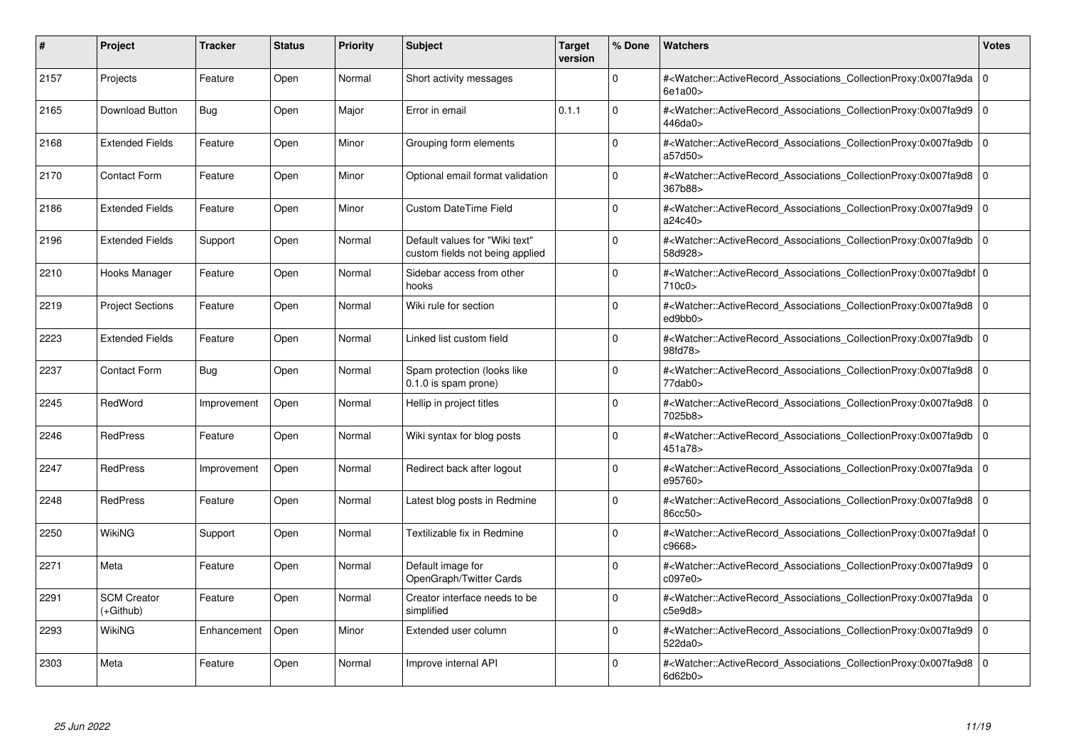| # | Project | Tracker | Status | Priority | Subject | Target version | % Done | Watchers | Votes |
|---|---|---|---|---|---|---|---|---|---|
| 2157 | Projects | Feature | Open | Normal | Short activity messages | | 0 | #<Watcher::ActiveRecord_Associations_CollectionProxy:0x007fa9da6e1a00> | 0 |
| 2165 | Download Button | Bug | Open | Major | Error in email | 0.1.1 | 0 | #<Watcher::ActiveRecord_Associations_CollectionProxy:0x007fa9d9446da0> | 0 |
| 2168 | Extended Fields | Feature | Open | Minor | Grouping form elements | | 0 | #<Watcher::ActiveRecord_Associations_CollectionProxy:0x007fa9dba57d50> | 0 |
| 2170 | Contact Form | Feature | Open | Minor | Optional email format validation | | 0 | #<Watcher::ActiveRecord_Associations_CollectionProxy:0x007fa9d8367b88> | 0 |
| 2186 | Extended Fields | Feature | Open | Minor | Custom DateTime Field | | 0 | #<Watcher::ActiveRecord_Associations_CollectionProxy:0x007fa9d9a24c40> | 0 |
| 2196 | Extended Fields | Support | Open | Normal | Default values for "Wiki text" custom fields not being applied | | 0 | #<Watcher::ActiveRecord_Associations_CollectionProxy:0x007fa9db58d928> | 0 |
| 2210 | Hooks Manager | Feature | Open | Normal | Sidebar access from other hooks | | 0 | #<Watcher::ActiveRecord_Associations_CollectionProxy:0x007fa9dbf710c0> | 0 |
| 2219 | Project Sections | Feature | Open | Normal | Wiki rule for section | | 0 | #<Watcher::ActiveRecord_Associations_CollectionProxy:0x007fa9d8ed9bb0> | 0 |
| 2223 | Extended Fields | Feature | Open | Normal | Linked list custom field | | 0 | #<Watcher::ActiveRecord_Associations_CollectionProxy:0x007fa9db98fd78> | 0 |
| 2237 | Contact Form | Bug | Open | Normal | Spam protection (looks like 0.1.0 is spam prone) | | 0 | #<Watcher::ActiveRecord_Associations_CollectionProxy:0x007fa9d877dab0> | 0 |
| 2245 | RedWord | Improvement | Open | Normal | Hellip in project titles | | 0 | #<Watcher::ActiveRecord_Associations_CollectionProxy:0x007fa9d87025b8> | 0 |
| 2246 | RedPress | Feature | Open | Normal | Wiki syntax for blog posts | | 0 | #<Watcher::ActiveRecord_Associations_CollectionProxy:0x007fa9db451a78> | 0 |
| 2247 | RedPress | Improvement | Open | Normal | Redirect back after logout | | 0 | #<Watcher::ActiveRecord_Associations_CollectionProxy:0x007fa9dae95760> | 0 |
| 2248 | RedPress | Feature | Open | Normal | Latest blog posts in Redmine | | 0 | #<Watcher::ActiveRecord_Associations_CollectionProxy:0x007fa9d886cc50> | 0 |
| 2250 | WikiNG | Support | Open | Normal | Textilizable fix in Redmine | | 0 | #<Watcher::ActiveRecord_Associations_CollectionProxy:0x007fa9dafc9668> | 0 |
| 2271 | Meta | Feature | Open | Normal | Default image for OpenGraph/Twitter Cards | | 0 | #<Watcher::ActiveRecord_Associations_CollectionProxy:0x007fa9d9c097e0> | 0 |
| 2291 | SCM Creator (+Github) | Feature | Open | Normal | Creator interface needs to be simplified | | 0 | #<Watcher::ActiveRecord_Associations_CollectionProxy:0x007fa9dac5e9d8> | 0 |
| 2293 | WikiNG | Enhancement | Open | Minor | Extended user column | | 0 | #<Watcher::ActiveRecord_Associations_CollectionProxy:0x007fa9d9522da0> | 0 |
| 2303 | Meta | Feature | Open | Normal | Improve internal API | | 0 | #<Watcher::ActiveRecord_Associations_CollectionProxy:0x007fa9d86d62b0> | 0 |

*25 Jun 2022*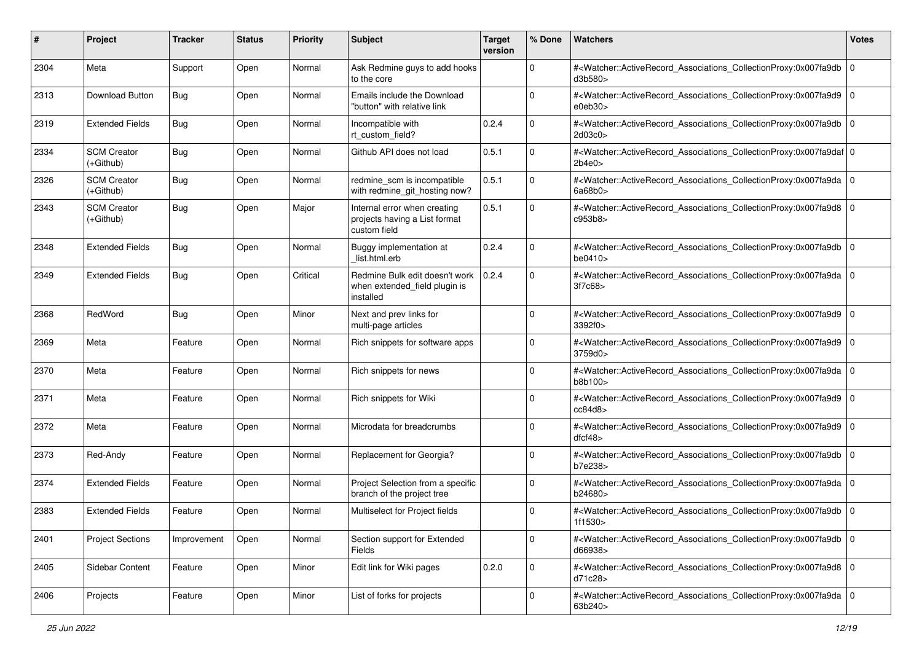| # | Project | Tracker | Status | Priority | Subject | Target version | % Done | Watchers | Votes |
|---|---|---|---|---|---|---|---|---|---|
| 2304 | Meta | Support | Open | Normal | Ask Redmine guys to add hooks to the core | | 0 | #<Watcher::ActiveRecord_Associations_CollectionProxy:0x007fa9dbd3b580> | 0 |
| 2313 | Download Button | Bug | Open | Normal | Emails include the Download "button" with relative link | | 0 | #<Watcher::ActiveRecord_Associations_CollectionProxy:0x007fa9d9e0eb30> | 0 |
| 2319 | Extended Fields | Bug | Open | Normal | Incompatible with rt_custom_field? | 0.2.4 | 0 | #<Watcher::ActiveRecord_Associations_CollectionProxy:0x007fa9db2d03c0> | 0 |
| 2334 | SCM Creator (+Github) | Bug | Open | Normal | Github API does not load | 0.5.1 | 0 | #<Watcher::ActiveRecord_Associations_CollectionProxy:0x007fa9daf2b4e0> | 0 |
| 2326 | SCM Creator (+Github) | Bug | Open | Normal | redmine_scm is incompatible with redmine_git_hosting now? | 0.5.1 | 0 | #<Watcher::ActiveRecord_Associations_CollectionProxy:0x007fa9da6a68b0> | 0 |
| 2343 | SCM Creator (+Github) | Bug | Open | Major | Internal error when creating projects having a List format custom field | 0.5.1 | 0 | #<Watcher::ActiveRecord_Associations_CollectionProxy:0x007fa9d8c953b8> | 0 |
| 2348 | Extended Fields | Bug | Open | Normal | Buggy implementation at _list.html.erb | 0.2.4 | 0 | #<Watcher::ActiveRecord_Associations_CollectionProxy:0x007fa9dbbe0410> | 0 |
| 2349 | Extended Fields | Bug | Open | Critical | Redmine Bulk edit doesn't work when extended_field plugin is installed | 0.2.4 | 0 | #<Watcher::ActiveRecord_Associations_CollectionProxy:0x007fa9da3f7c68> | 0 |
| 2368 | RedWord | Bug | Open | Minor | Next and prev links for multi-page articles | | 0 | #<Watcher::ActiveRecord_Associations_CollectionProxy:0x007fa9d93392f0> | 0 |
| 2369 | Meta | Feature | Open | Normal | Rich snippets for software apps | | 0 | #<Watcher::ActiveRecord_Associations_CollectionProxy:0x007fa9d93759d0> | 0 |
| 2370 | Meta | Feature | Open | Normal | Rich snippets for news | | 0 | #<Watcher::ActiveRecord_Associations_CollectionProxy:0x007fa9dab8b100> | 0 |
| 2371 | Meta | Feature | Open | Normal | Rich snippets for Wiki | | 0 | #<Watcher::ActiveRecord_Associations_CollectionProxy:0x007fa9d9cc84d8> | 0 |
| 2372 | Meta | Feature | Open | Normal | Microdata for breadcrumbs | | 0 | #<Watcher::ActiveRecord_Associations_CollectionProxy:0x007fa9d9dfcf48> | 0 |
| 2373 | Red-Andy | Feature | Open | Normal | Replacement for Georgia? | | 0 | #<Watcher::ActiveRecord_Associations_CollectionProxy:0x007fa9dbb7e238> | 0 |
| 2374 | Extended Fields | Feature | Open | Normal | Project Selection from a specific branch of the project tree | | 0 | #<Watcher::ActiveRecord_Associations_CollectionProxy:0x007fa9dab24680> | 0 |
| 2383 | Extended Fields | Feature | Open | Normal | Multiselect for Project fields | | 0 | #<Watcher::ActiveRecord_Associations_CollectionProxy:0x007fa9db1f1530> | 0 |
| 2401 | Project Sections | Improvement | Open | Normal | Section support for Extended Fields | | 0 | #<Watcher::ActiveRecord_Associations_CollectionProxy:0x007fa9dbd66938> | 0 |
| 2405 | Sidebar Content | Feature | Open | Minor | Edit link for Wiki pages | 0.2.0 | 0 | #<Watcher::ActiveRecord_Associations_CollectionProxy:0x007fa9d8d71c28> | 0 |
| 2406 | Projects | Feature | Open | Minor | List of forks for projects | | 0 | #<Watcher::ActiveRecord_Associations_CollectionProxy:0x007fa9da63b240> | 0 |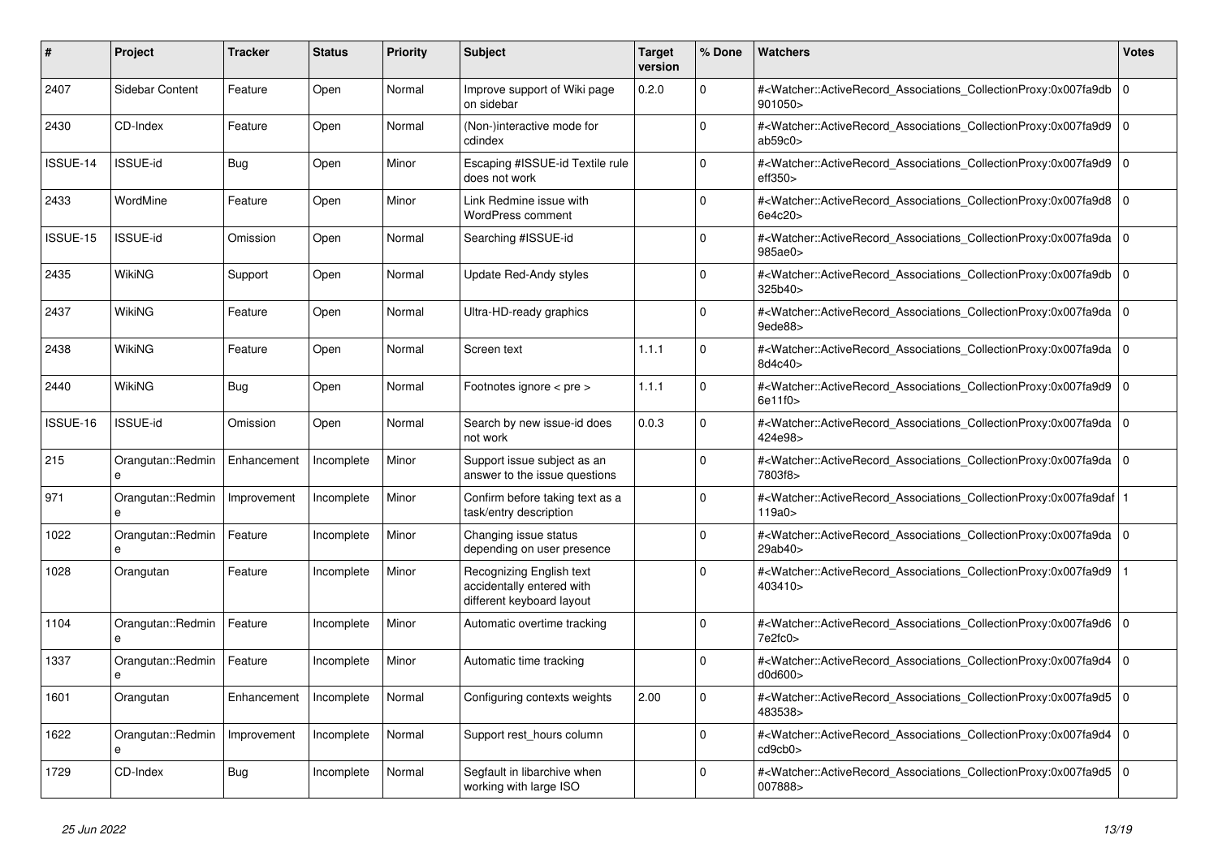| # | Project | Tracker | Status | Priority | Subject | Target version | % Done | Watchers | Votes |
|---|---|---|---|---|---|---|---|---|---|
| 2407 | Sidebar Content | Feature | Open | Normal | Improve support of Wiki page on sidebar | 0.2.0 | 0 | #<Watcher::ActiveRecord_Associations_CollectionProxy:0x007fa9db901050> | 0 |
| 2430 | CD-Index | Feature | Open | Normal | (Non-)interactive mode for cdindex | | 0 | #<Watcher::ActiveRecord_Associations_CollectionProxy:0x007fa9d9ab59c0> | 0 |
| ISSUE-14 | ISSUE-id | Bug | Open | Minor | Escaping #ISSUE-id Textile rule does not work | | 0 | #<Watcher::ActiveRecord_Associations_CollectionProxy:0x007fa9d9eff350> | 0 |
| 2433 | WordMine | Feature | Open | Minor | Link Redmine issue with WordPress comment | | 0 | #<Watcher::ActiveRecord_Associations_CollectionProxy:0x007fa9d86e4c20> | 0 |
| ISSUE-15 | ISSUE-id | Omission | Open | Normal | Searching #ISSUE-id | | 0 | #<Watcher::ActiveRecord_Associations_CollectionProxy:0x007fa9da985ae0> | 0 |
| 2435 | WikiNG | Support | Open | Normal | Update Red-Andy styles | | 0 | #<Watcher::ActiveRecord_Associations_CollectionProxy:0x007fa9db325b40> | 0 |
| 2437 | WikiNG | Feature | Open | Normal | Ultra-HD-ready graphics | | 0 | #<Watcher::ActiveRecord_Associations_CollectionProxy:0x007fa9da9ede88> | 0 |
| 2438 | WikiNG | Feature | Open | Normal | Screen text | 1.1.1 | 0 | #<Watcher::ActiveRecord_Associations_CollectionProxy:0x007fa9da8d4c40> | 0 |
| 2440 | WikiNG | Bug | Open | Normal | Footnotes ignore < pre > | 1.1.1 | 0 | #<Watcher::ActiveRecord_Associations_CollectionProxy:0x007fa9d96e11f0> | 0 |
| ISSUE-16 | ISSUE-id | Omission | Open | Normal | Search by new issue-id does not work | 0.0.3 | 0 | #<Watcher::ActiveRecord_Associations_CollectionProxy:0x007fa9da424e98> | 0 |
| 215 | Orangutan::Redmine | Enhancement | Incomplete | Minor | Support issue subject as an answer to the issue questions | | 0 | #<Watcher::ActiveRecord_Associations_CollectionProxy:0x007fa9da7803f8> | 0 |
| 971 | Orangutan::Redmine | Improvement | Incomplete | Minor | Confirm before taking text as a task/entry description | | 0 | #<Watcher::ActiveRecord_Associations_CollectionProxy:0x007fa9daf119a0> | 1 |
| 1022 | Orangutan::Redmine | Feature | Incomplete | Minor | Changing issue status depending on user presence | | 0 | #<Watcher::ActiveRecord_Associations_CollectionProxy:0x007fa9da29ab40> | 0 |
| 1028 | Orangutan | Feature | Incomplete | Minor | Recognizing English text accidentally entered with different keyboard layout | | 0 | #<Watcher::ActiveRecord_Associations_CollectionProxy:0x007fa9d9403410> | 1 |
| 1104 | Orangutan::Redmine | Feature | Incomplete | Minor | Automatic overtime tracking | | 0 | #<Watcher::ActiveRecord_Associations_CollectionProxy:0x007fa9d67e2fc0> | 0 |
| 1337 | Orangutan::Redmine | Feature | Incomplete | Minor | Automatic time tracking | | 0 | #<Watcher::ActiveRecord_Associations_CollectionProxy:0x007fa9d4d0d600> | 0 |
| 1601 | Orangutan | Enhancement | Incomplete | Normal | Configuring contexts weights | 2.00 | 0 | #<Watcher::ActiveRecord_Associations_CollectionProxy:0x007fa9d5483538> | 0 |
| 1622 | Orangutan::Redmine | Improvement | Incomplete | Normal | Support rest_hours column | | 0 | #<Watcher::ActiveRecord_Associations_CollectionProxy:0x007fa9d4cd9cb0> | 0 |
| 1729 | CD-Index | Bug | Incomplete | Normal | Segfault in libarchive when working with large ISO | | 0 | #<Watcher::ActiveRecord_Associations_CollectionProxy:0x007fa9d5007888> | 0 |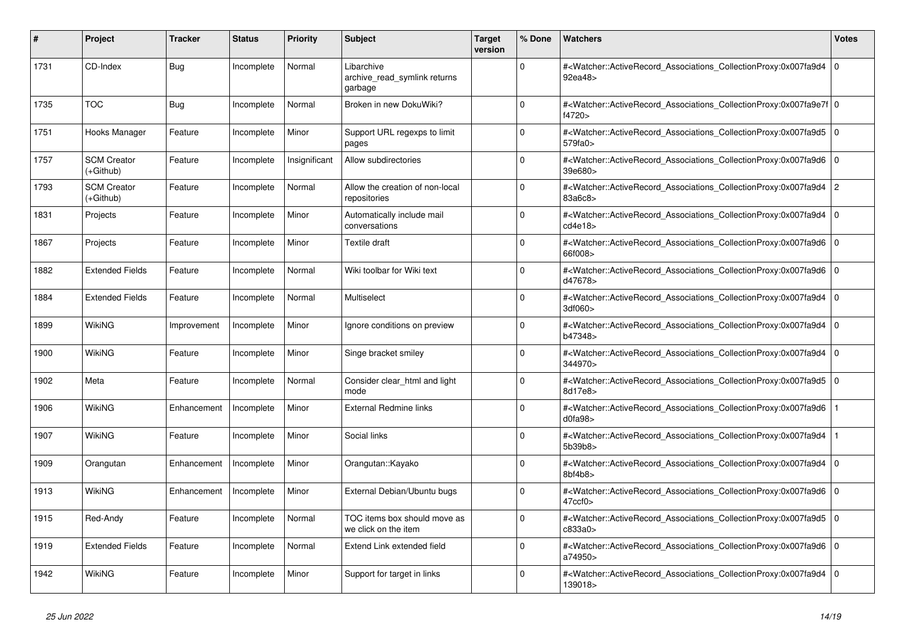| # | Project | Tracker | Status | Priority | Subject | Target version | % Done | Watchers | Votes |
|---|---|---|---|---|---|---|---|---|---|
| 1731 | CD-Index | Bug | Incomplete | Normal | Libarchive archive_read_symlink returns garbage | | 0 | #<Watcher::ActiveRecord_Associations_CollectionProxy:0x007fa9d492ea48> | 0 |
| 1735 | TOC | Bug | Incomplete | Normal | Broken in new DokuWiki? | | 0 | #<Watcher::ActiveRecord_Associations_CollectionProxy:0x007fa9e7ff4720> | 0 |
| 1751 | Hooks Manager | Feature | Incomplete | Minor | Support URL regexps to limit pages | | 0 | #<Watcher::ActiveRecord_Associations_CollectionProxy:0x007fa9d5579fa0> | 0 |
| 1757 | SCM Creator (+Github) | Feature | Incomplete | Insignificant | Allow subdirectories | | 0 | #<Watcher::ActiveRecord_Associations_CollectionProxy:0x007fa9d639e680> | 0 |
| 1793 | SCM Creator (+Github) | Feature | Incomplete | Normal | Allow the creation of non-local repositories | | 0 | #<Watcher::ActiveRecord_Associations_CollectionProxy:0x007fa9d483a6c8> | 2 |
| 1831 | Projects | Feature | Incomplete | Minor | Automatically include mail conversations | | 0 | #<Watcher::ActiveRecord_Associations_CollectionProxy:0x007fa9d4cd4e18> | 0 |
| 1867 | Projects | Feature | Incomplete | Minor | Textile draft | | 0 | #<Watcher::ActiveRecord_Associations_CollectionProxy:0x007fa9d666f008> | 0 |
| 1882 | Extended Fields | Feature | Incomplete | Normal | Wiki toolbar for Wiki text | | 0 | #<Watcher::ActiveRecord_Associations_CollectionProxy:0x007fa9d6d47678> | 0 |
| 1884 | Extended Fields | Feature | Incomplete | Normal | Multiselect | | 0 | #<Watcher::ActiveRecord_Associations_CollectionProxy:0x007fa9d43df060> | 0 |
| 1899 | WikiNG | Improvement | Incomplete | Minor | Ignore conditions on preview | | 0 | #<Watcher::ActiveRecord_Associations_CollectionProxy:0x007fa9d4b47348> | 0 |
| 1900 | WikiNG | Feature | Incomplete | Minor | Singe bracket smiley | | 0 | #<Watcher::ActiveRecord_Associations_CollectionProxy:0x007fa9d4344970> | 0 |
| 1902 | Meta | Feature | Incomplete | Normal | Consider clear_html and light mode | | 0 | #<Watcher::ActiveRecord_Associations_CollectionProxy:0x007fa9d58d17e8> | 0 |
| 1906 | WikiNG | Enhancement | Incomplete | Minor | External Redmine links | | 0 | #<Watcher::ActiveRecord_Associations_CollectionProxy:0x007fa9d6d0fa98> | 1 |
| 1907 | WikiNG | Feature | Incomplete | Minor | Social links | | 0 | #<Watcher::ActiveRecord_Associations_CollectionProxy:0x007fa9d45b39b8> | 1 |
| 1909 | Orangutan | Enhancement | Incomplete | Minor | Orangutan::Kayako | | 0 | #<Watcher::ActiveRecord_Associations_CollectionProxy:0x007fa9d48bf4b8> | 0 |
| 1913 | WikiNG | Enhancement | Incomplete | Minor | External Debian/Ubuntu bugs | | 0 | #<Watcher::ActiveRecord_Associations_CollectionProxy:0x007fa9d647ccf0> | 0 |
| 1915 | Red-Andy | Feature | Incomplete | Normal | TOC items box should move as we click on the item | | 0 | #<Watcher::ActiveRecord_Associations_CollectionProxy:0x007fa9d5c833a0> | 0 |
| 1919 | Extended Fields | Feature | Incomplete | Normal | Extend Link extended field | | 0 | #<Watcher::ActiveRecord_Associations_CollectionProxy:0x007fa9d6a74950> | 0 |
| 1942 | WikiNG | Feature | Incomplete | Minor | Support for target in links | | 0 | #<Watcher::ActiveRecord_Associations_CollectionProxy:0x007fa9d4139018> | 0 |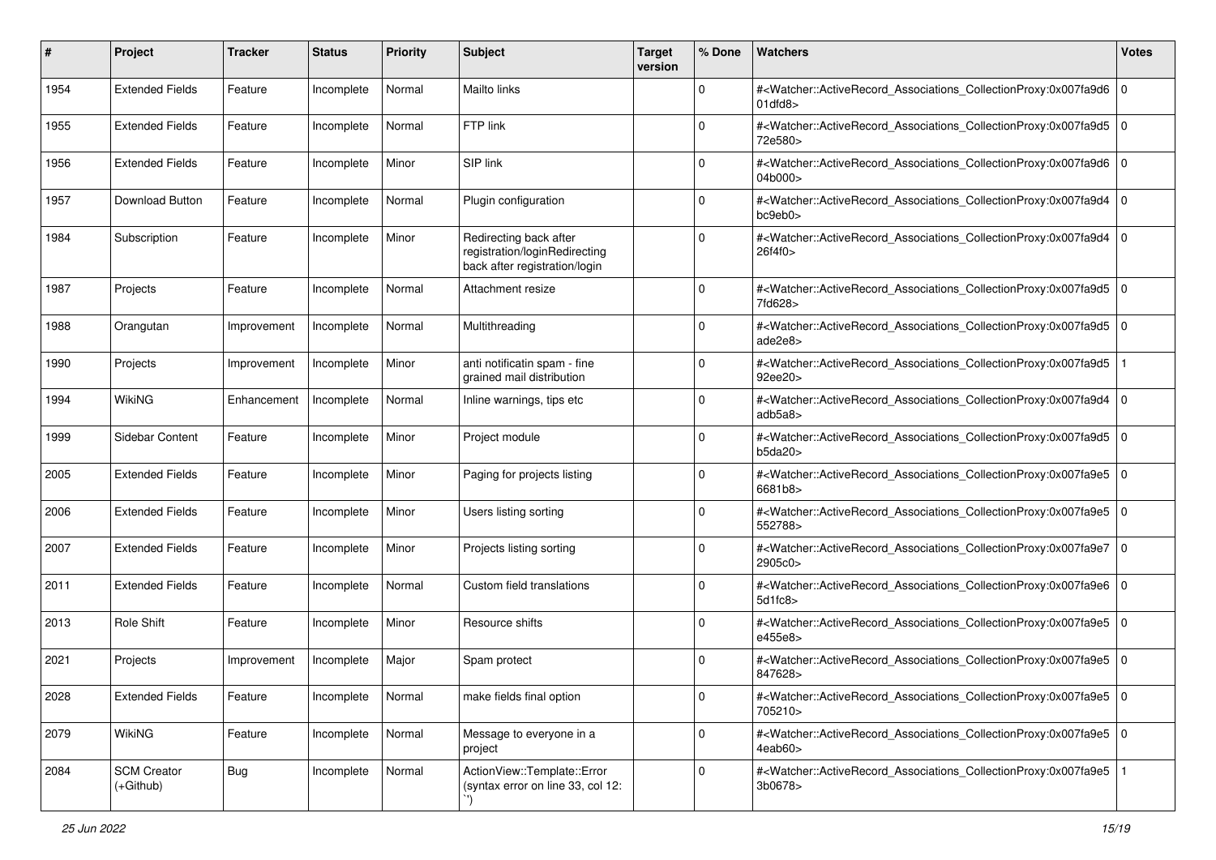| # | Project | Tracker | Status | Priority | Subject | Target version | % Done | Watchers | Votes |
|---|---|---|---|---|---|---|---|---|---|
| 1954 | Extended Fields | Feature | Incomplete | Normal | Mailto links | | 0 | #<Watcher::ActiveRecord_Associations_CollectionProxy:0x007fa9d601dfd8> | 0 |
| 1955 | Extended Fields | Feature | Incomplete | Normal | FTP link | | 0 | #<Watcher::ActiveRecord_Associations_CollectionProxy:0x007fa9d572e580> | 0 |
| 1956 | Extended Fields | Feature | Incomplete | Minor | SIP link | | 0 | #<Watcher::ActiveRecord_Associations_CollectionProxy:0x007fa9d604b000> | 0 |
| 1957 | Download Button | Feature | Incomplete | Normal | Plugin configuration | | 0 | #<Watcher::ActiveRecord_Associations_CollectionProxy:0x007fa9d4bc9eb0> | 0 |
| 1984 | Subscription | Feature | Incomplete | Minor | Redirecting back after registration/loginRedirecting back after registration/login | | 0 | #<Watcher::ActiveRecord_Associations_CollectionProxy:0x007fa9d426f4f0> | 0 |
| 1987 | Projects | Feature | Incomplete | Normal | Attachment resize | | 0 | #<Watcher::ActiveRecord_Associations_CollectionProxy:0x007fa9d57fd628> | 0 |
| 1988 | Orangutan | Improvement | Incomplete | Normal | Multithreading | | 0 | #<Watcher::ActiveRecord_Associations_CollectionProxy:0x007fa9d5ade2e8> | 0 |
| 1990 | Projects | Improvement | Incomplete | Minor | anti notificatin spam - fine grained mail distribution | | 0 | #<Watcher::ActiveRecord_Associations_CollectionProxy:0x007fa9d592ee20> | 1 |
| 1994 | WikiNG | Enhancement | Incomplete | Normal | Inline warnings, tips etc | | 0 | #<Watcher::ActiveRecord_Associations_CollectionProxy:0x007fa9d4adb5a8> | 0 |
| 1999 | Sidebar Content | Feature | Incomplete | Minor | Project module | | 0 | #<Watcher::ActiveRecord_Associations_CollectionProxy:0x007fa9d5b5da20> | 0 |
| 2005 | Extended Fields | Feature | Incomplete | Minor | Paging for projects listing | | 0 | #<Watcher::ActiveRecord_Associations_CollectionProxy:0x007fa9e56681b8> | 0 |
| 2006 | Extended Fields | Feature | Incomplete | Minor | Users listing sorting | | 0 | #<Watcher::ActiveRecord_Associations_CollectionProxy:0x007fa9e5552788> | 0 |
| 2007 | Extended Fields | Feature | Incomplete | Minor | Projects listing sorting | | 0 | #<Watcher::ActiveRecord_Associations_CollectionProxy:0x007fa9e72905c0> | 0 |
| 2011 | Extended Fields | Feature | Incomplete | Normal | Custom field translations | | 0 | #<Watcher::ActiveRecord_Associations_CollectionProxy:0x007fa9e65d1fc8> | 0 |
| 2013 | Role Shift | Feature | Incomplete | Minor | Resource shifts | | 0 | #<Watcher::ActiveRecord_Associations_CollectionProxy:0x007fa9e5e455e8> | 0 |
| 2021 | Projects | Improvement | Incomplete | Major | Spam protect | | 0 | #<Watcher::ActiveRecord_Associations_CollectionProxy:0x007fa9e5847628> | 0 |
| 2028 | Extended Fields | Feature | Incomplete | Normal | make fields final option | | 0 | #<Watcher::ActiveRecord_Associations_CollectionProxy:0x007fa9e5705210> | 0 |
| 2079 | WikiNG | Feature | Incomplete | Normal | Message to everyone in a project | | 0 | #<Watcher::ActiveRecord_Associations_CollectionProxy:0x007fa9e54eab60> | 0 |
| 2084 | SCM Creator (+Github) | Bug | Incomplete | Normal | ActionView::Template::Error (syntax error on line 33, col 12: ``) | | 0 | #<Watcher::ActiveRecord_Associations_CollectionProxy:0x007fa9e53b0678> | 1 |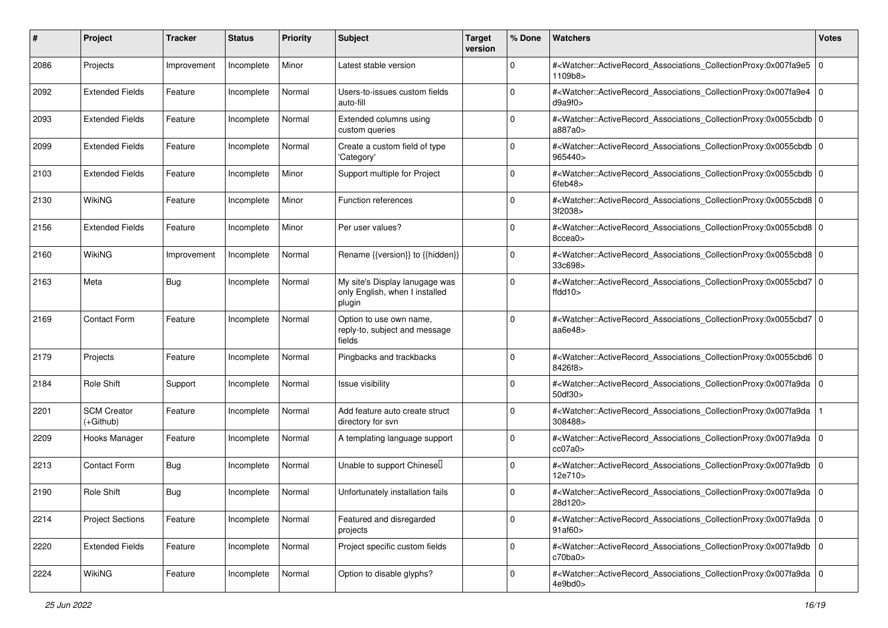| # | Project | Tracker | Status | Priority | Subject | Target version | % Done | Watchers | Votes |
|---|---|---|---|---|---|---|---|---|---|
| 2086 | Projects | Improvement | Incomplete | Minor | Latest stable version | | 0 | #<Watcher::ActiveRecord_Associations_CollectionProxy:0x007fa9e51109b8> | 0 |
| 2092 | Extended Fields | Feature | Incomplete | Normal | Users-to-issues custom fields auto-fill | | 0 | #<Watcher::ActiveRecord_Associations_CollectionProxy:0x007fa9e4d9a9f0> | 0 |
| 2093 | Extended Fields | Feature | Incomplete | Normal | Extended columns using custom queries | | 0 | #<Watcher::ActiveRecord_Associations_CollectionProxy:0x0055cbdba887a0> | 0 |
| 2099 | Extended Fields | Feature | Incomplete | Normal | Create a custom field of type 'Category' | | 0 | #<Watcher::ActiveRecord_Associations_CollectionProxy:0x0055cbdb965440> | 0 |
| 2103 | Extended Fields | Feature | Incomplete | Minor | Support multiple for Project | | 0 | #<Watcher::ActiveRecord_Associations_CollectionProxy:0x0055cbdb6feb48> | 0 |
| 2130 | WikiNG | Feature | Incomplete | Minor | Function references | | 0 | #<Watcher::ActiveRecord_Associations_CollectionProxy:0x0055cbd83f2038> | 0 |
| 2156 | Extended Fields | Feature | Incomplete | Minor | Per user values? | | 0 | #<Watcher::ActiveRecord_Associations_CollectionProxy:0x0055cbd88ccea0> | 0 |
| 2160 | WikiNG | Improvement | Incomplete | Normal | Rename {{version}} to {{hidden}} | | 0 | #<Watcher::ActiveRecord_Associations_CollectionProxy:0x0055cbd833c698> | 0 |
| 2163 | Meta | Bug | Incomplete | Normal | My site's Display lanugage was only English, when I installed plugin | | 0 | #<Watcher::ActiveRecord_Associations_CollectionProxy:0x0055cbd7ffdd10> | 0 |
| 2169 | Contact Form | Feature | Incomplete | Normal | Option to use own name, reply-to, subject and message fields | | 0 | #<Watcher::ActiveRecord_Associations_CollectionProxy:0x0055cbd7aa6e48> | 0 |
| 2179 | Projects | Feature | Incomplete | Normal | Pingbacks and trackbacks | | 0 | #<Watcher::ActiveRecord_Associations_CollectionProxy:0x0055cbd68426f8> | 0 |
| 2184 | Role Shift | Support | Incomplete | Normal | Issue visibility | | 0 | #<Watcher::ActiveRecord_Associations_CollectionProxy:0x007fa9da50df30> | 0 |
| 2201 | SCM Creator (+Github) | Feature | Incomplete | Normal | Add feature auto create struct directory for svn | | 0 | #<Watcher::ActiveRecord_Associations_CollectionProxy:0x007fa9da308488> | 1 |
| 2209 | Hooks Manager | Feature | Incomplete | Normal | A templating language support | | 0 | #<Watcher::ActiveRecord_Associations_CollectionProxy:0x007fa9dacc07a0> | 0 |
| 2213 | Contact Form | Bug | Incomplete | Normal | Unable to support Chinese | | 0 | #<Watcher::ActiveRecord_Associations_CollectionProxy:0x007fa9db12e710> | 0 |
| 2190 | Role Shift | Bug | Incomplete | Normal | Unfortunately installation fails | | 0 | #<Watcher::ActiveRecord_Associations_CollectionProxy:0x007fa9da28d120> | 0 |
| 2214 | Project Sections | Feature | Incomplete | Normal | Featured and disregarded projects | | 0 | #<Watcher::ActiveRecord_Associations_CollectionProxy:0x007fa9da91af60> | 0 |
| 2220 | Extended Fields | Feature | Incomplete | Normal | Project specific custom fields | | 0 | #<Watcher::ActiveRecord_Associations_CollectionProxy:0x007fa9dbc70ba0> | 0 |
| 2224 | WikiNG | Feature | Incomplete | Normal | Option to disable glyphs? | | 0 | #<Watcher::ActiveRecord_Associations_CollectionProxy:0x007fa9da4e9bd0> | 0 |

*25 Jun 2022*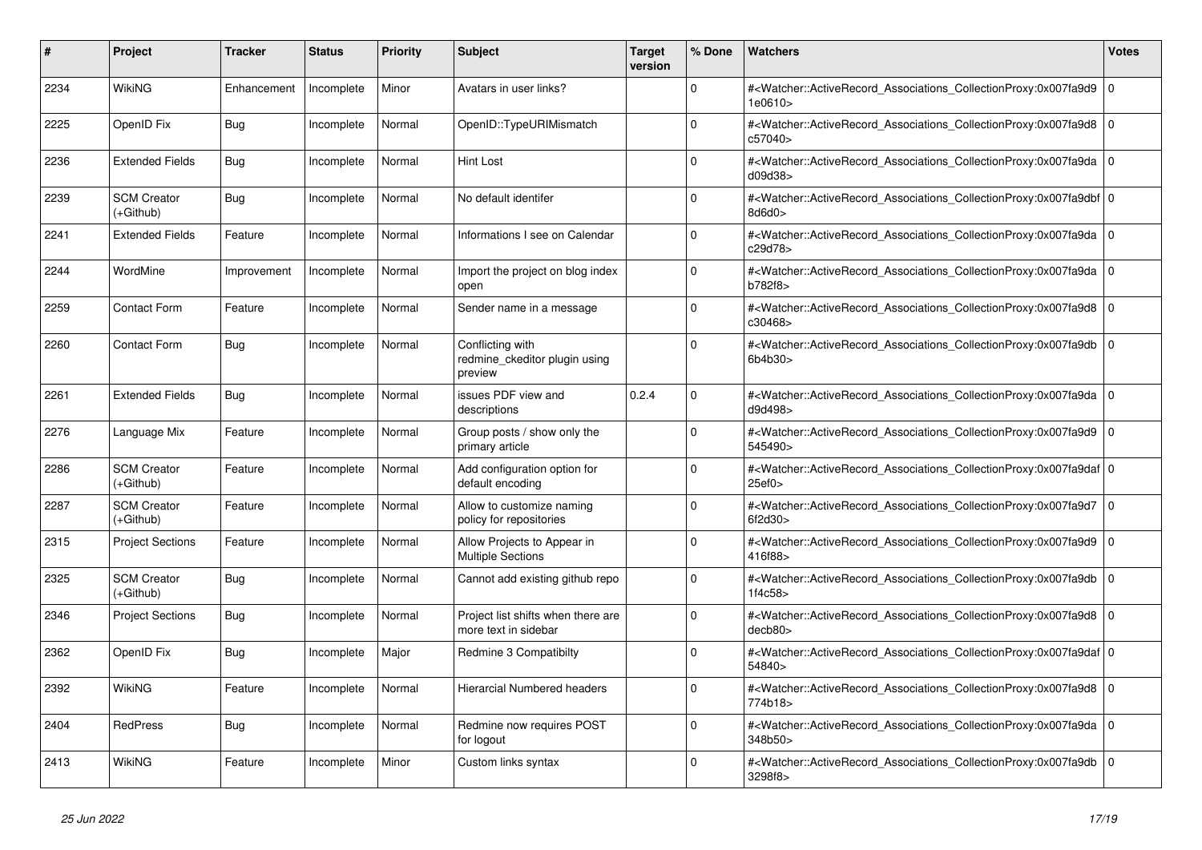| # | Project | Tracker | Status | Priority | Subject | Target version | % Done | Watchers | Votes |
|---|---|---|---|---|---|---|---|---|---|
| 2234 | WikiNG | Enhancement | Incomplete | Minor | Avatars in user links? | | 0 | #<Watcher::ActiveRecord_Associations_CollectionProxy:0x007fa9d91e0610> | 0 |
| 2225 | OpenID Fix | Bug | Incomplete | Normal | OpenID::TypeURIMismatch | | 0 | #<Watcher::ActiveRecord_Associations_CollectionProxy:0x007fa9d8c57040> | 0 |
| 2236 | Extended Fields | Bug | Incomplete | Normal | Hint Lost | | 0 | #<Watcher::ActiveRecord_Associations_CollectionProxy:0x007fa9dad09d38> | 0 |
| 2239 | SCM Creator (+Github) | Bug | Incomplete | Normal | No default identifer | | 0 | #<Watcher::ActiveRecord_Associations_CollectionProxy:0x007fa9dbf8d6d0> | 0 |
| 2241 | Extended Fields | Feature | Incomplete | Normal | Informations I see on Calendar | | 0 | #<Watcher::ActiveRecord_Associations_CollectionProxy:0x007fa9dac29d78> | 0 |
| 2244 | WordMine | Improvement | Incomplete | Normal | Import the project on blog index open | | 0 | #<Watcher::ActiveRecord_Associations_CollectionProxy:0x007fa9dab782f8> | 0 |
| 2259 | Contact Form | Feature | Incomplete | Normal | Sender name in a message | | 0 | #<Watcher::ActiveRecord_Associations_CollectionProxy:0x007fa9d8c30468> | 0 |
| 2260 | Contact Form | Bug | Incomplete | Normal | Conflicting with redmine_ckeditor plugin using preview | | 0 | #<Watcher::ActiveRecord_Associations_CollectionProxy:0x007fa9db6b4b30> | 0 |
| 2261 | Extended Fields | Bug | Incomplete | Normal | issues PDF view and descriptions | 0.2.4 | 0 | #<Watcher::ActiveRecord_Associations_CollectionProxy:0x007fa9dad9d498> | 0 |
| 2276 | Language Mix | Feature | Incomplete | Normal | Group posts / show only the primary article | | 0 | #<Watcher::ActiveRecord_Associations_CollectionProxy:0x007fa9d9545490> | 0 |
| 2286 | SCM Creator (+Github) | Feature | Incomplete | Normal | Add configuration option for default encoding | | 0 | #<Watcher::ActiveRecord_Associations_CollectionProxy:0x007fa9daf25ef0> | 0 |
| 2287 | SCM Creator (+Github) | Feature | Incomplete | Normal | Allow to customize naming policy for repositories | | 0 | #<Watcher::ActiveRecord_Associations_CollectionProxy:0x007fa9d76f2d30> | 0 |
| 2315 | Project Sections | Feature | Incomplete | Normal | Allow Projects to Appear in Multiple Sections | | 0 | #<Watcher::ActiveRecord_Associations_CollectionProxy:0x007fa9d9416f88> | 0 |
| 2325 | SCM Creator (+Github) | Bug | Incomplete | Normal | Cannot add existing github repo | | 0 | #<Watcher::ActiveRecord_Associations_CollectionProxy:0x007fa9db1f4c58> | 0 |
| 2346 | Project Sections | Bug | Incomplete | Normal | Project list shifts when there are more text in sidebar | | 0 | #<Watcher::ActiveRecord_Associations_CollectionProxy:0x007fa9d8decb80> | 0 |
| 2362 | OpenID Fix | Bug | Incomplete | Major | Redmine 3 Compatibilty | | 0 | #<Watcher::ActiveRecord_Associations_CollectionProxy:0x007fa9daf54840> | 0 |
| 2392 | WikiNG | Feature | Incomplete | Normal | Hierarcial Numbered headers | | 0 | #<Watcher::ActiveRecord_Associations_CollectionProxy:0x007fa9d8774b18> | 0 |
| 2404 | RedPress | Bug | Incomplete | Normal | Redmine now requires POST for logout | | 0 | #<Watcher::ActiveRecord_Associations_CollectionProxy:0x007fa9da348b50> | 0 |
| 2413 | WikiNG | Feature | Incomplete | Minor | Custom links syntax | | 0 | #<Watcher::ActiveRecord_Associations_CollectionProxy:0x007fa9db3298f8> | 0 |

*25 Jun 2022*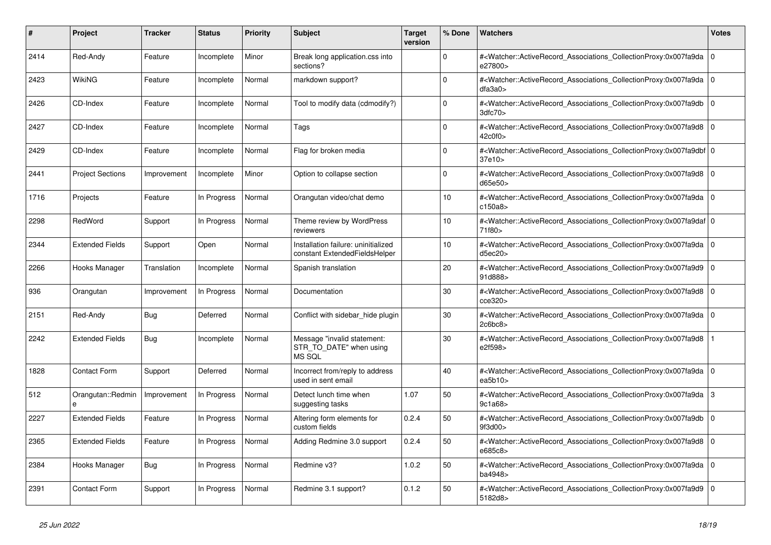| # | Project | Tracker | Status | Priority | Subject | Target version | % Done | Watchers | Votes |
|---|---|---|---|---|---|---|---|---|---|
| 2414 | Red-Andy | Feature | Incomplete | Minor | Break long application.css into sections? | | 0 | #<Watcher::ActiveRecord_Associations_CollectionProxy:0x007fa9da e27800> | 0 |
| 2423 | WikiNG | Feature | Incomplete | Normal | markdown support? | | 0 | #<Watcher::ActiveRecord_Associations_CollectionProxy:0x007fa9da dfa3a0> | 0 |
| 2426 | CD-Index | Feature | Incomplete | Normal | Tool to modify data (cdmodify?) | | 0 | #<Watcher::ActiveRecord_Associations_CollectionProxy:0x007fa9db 3dfc70> | 0 |
| 2427 | CD-Index | Feature | Incomplete | Normal | Tags | | 0 | #<Watcher::ActiveRecord_Associations_CollectionProxy:0x007fa9d8 42c0f0> | 0 |
| 2429 | CD-Index | Feature | Incomplete | Normal | Flag for broken media | | 0 | #<Watcher::ActiveRecord_Associations_CollectionProxy:0x007fa9dbf 37e10> | 0 |
| 2441 | Project Sections | Improvement | Incomplete | Minor | Option to collapse section | | 0 | #<Watcher::ActiveRecord_Associations_CollectionProxy:0x007fa9d8 d65e50> | 0 |
| 1716 | Projects | Feature | In Progress | Normal | Orangutan video/chat demo | | 10 | #<Watcher::ActiveRecord_Associations_CollectionProxy:0x007fa9da c150a8> | 0 |
| 2298 | RedWord | Support | In Progress | Normal | Theme review by WordPress reviewers | | 10 | #<Watcher::ActiveRecord_Associations_CollectionProxy:0x007fa9daf 71f80> | 0 |
| 2344 | Extended Fields | Support | Open | Normal | Installation failure: uninitialized constant ExtendedFieldsHelper | | 10 | #<Watcher::ActiveRecord_Associations_CollectionProxy:0x007fa9da d5ec20> | 0 |
| 2266 | Hooks Manager | Translation | Incomplete | Normal | Spanish translation | | 20 | #<Watcher::ActiveRecord_Associations_CollectionProxy:0x007fa9d9 91d888> | 0 |
| 936 | Orangutan | Improvement | In Progress | Normal | Documentation | | 30 | #<Watcher::ActiveRecord_Associations_CollectionProxy:0x007fa9d8 cce320> | 0 |
| 2151 | Red-Andy | Bug | Deferred | Normal | Conflict with sidebar_hide plugin | | 30 | #<Watcher::ActiveRecord_Associations_CollectionProxy:0x007fa9da 2c6bc8> | 0 |
| 2242 | Extended Fields | Bug | Incomplete | Normal | Message "invalid statement: STR_TO_DATE" when using MS SQL | | 30 | #<Watcher::ActiveRecord_Associations_CollectionProxy:0x007fa9d8 e2f598> | 1 |
| 1828 | Contact Form | Support | Deferred | Normal | Incorrect from/reply to address used in sent email | | 40 | #<Watcher::ActiveRecord_Associations_CollectionProxy:0x007fa9da ea5b10> | 0 |
| 512 | Orangutan::Redmine | Improvement | In Progress | Normal | Detect lunch time when suggesting tasks | 1.07 | 50 | #<Watcher::ActiveRecord_Associations_CollectionProxy:0x007fa9da 9c1a68> | 3 |
| 2227 | Extended Fields | Feature | In Progress | Normal | Altering form elements for custom fields | 0.2.4 | 50 | #<Watcher::ActiveRecord_Associations_CollectionProxy:0x007fa9db 9f3d00> | 0 |
| 2365 | Extended Fields | Feature | In Progress | Normal | Adding Redmine 3.0 support | 0.2.4 | 50 | #<Watcher::ActiveRecord_Associations_CollectionProxy:0x007fa9d8 e685c8> | 0 |
| 2384 | Hooks Manager | Bug | In Progress | Normal | Redmine v3? | 1.0.2 | 50 | #<Watcher::ActiveRecord_Associations_CollectionProxy:0x007fa9da ba4948> | 0 |
| 2391 | Contact Form | Support | In Progress | Normal | Redmine 3.1 support? | 0.1.2 | 50 | #<Watcher::ActiveRecord_Associations_CollectionProxy:0x007fa9d9 5182d8> | 0 |

*25 Jun 2022*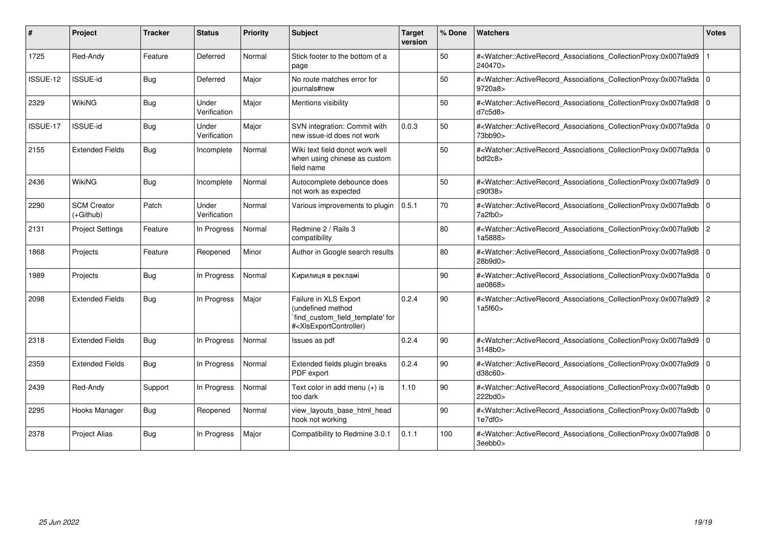| # | Project | Tracker | Status | Priority | Subject | Target version | % Done | Watchers | Votes |
|---|---|---|---|---|---|---|---|---|---|
| 1725 | Red-Andy | Feature | Deferred | Normal | Stick footer to the bottom of a page | | 50 | #<Watcher::ActiveRecord_Associations_CollectionProxy:0x007fa9d9240470> | 1 |
| ISSUE-12 | ISSUE-id | Bug | Deferred | Major | No route matches error for journals#new | | 50 | #<Watcher::ActiveRecord_Associations_CollectionProxy:0x007fa9da9720a8> | 0 |
| 2329 | WikiNG | Bug | Under Verification | Major | Mentions visibility | | 50 | #<Watcher::ActiveRecord_Associations_CollectionProxy:0x007fa9d8d7c5d8> | 0 |
| ISSUE-17 | ISSUE-id | Bug | Under Verification | Major | SVN integration: Commit with new issue-id does not work | 0.0.3 | 50 | #<Watcher::ActiveRecord_Associations_CollectionProxy:0x007fa9da73bb90> | 0 |
| 2155 | Extended Fields | Bug | Incomplete | Normal | Wiki text field donot work well when using chinese as custom field name | | 50 | #<Watcher::ActiveRecord_Associations_CollectionProxy:0x007fa9dabdf2c8> | 0 |
| 2436 | WikiNG | Bug | Incomplete | Normal | Autocomplete debounce does not work as expected | | 50 | #<Watcher::ActiveRecord_Associations_CollectionProxy:0x007fa9d9c90f38> | 0 |
| 2290 | SCM Creator (+Github) | Patch | Under Verification | Normal | Various improvements to plugin | 0.5.1 | 70 | #<Watcher::ActiveRecord_Associations_CollectionProxy:0x007fa9db7a2fb0> | 0 |
| 2131 | Project Settings | Feature | In Progress | Normal | Redmine 2 / Rails 3 compatibility | | 80 | #<Watcher::ActiveRecord_Associations_CollectionProxy:0x007fa9db1a5888> | 2 |
| 1868 | Projects | Feature | Reopened | Minor | Author in Google search results | | 80 | #<Watcher::ActiveRecord_Associations_CollectionProxy:0x007fa9d828b9d0> | 0 |
| 1989 | Projects | Bug | In Progress | Normal | Кирилиця в рекламі | | 90 | #<Watcher::ActiveRecord_Associations_CollectionProxy:0x007fa9daae0868> | 0 |
| 2098 | Extended Fields | Bug | In Progress | Major | Failure in XLS Export (undefined method `find_custom_field_template' for #<XlsExportController>) | 0.2.4 | 90 | #<Watcher::ActiveRecord_Associations_CollectionProxy:0x007fa9d91a5f60> | 2 |
| 2318 | Extended Fields | Bug | In Progress | Normal | Issues as pdf | 0.2.4 | 90 | #<Watcher::ActiveRecord_Associations_CollectionProxy:0x007fa9d93148b0> | 0 |
| 2359 | Extended Fields | Bug | In Progress | Normal | Extended fields plugin breaks PDF export | 0.2.4 | 90 | #<Watcher::ActiveRecord_Associations_CollectionProxy:0x007fa9d9d38c60> | 0 |
| 2439 | Red-Andy | Support | In Progress | Normal | Text color in add menu (+) is too dark | 1.10 | 90 | #<Watcher::ActiveRecord_Associations_CollectionProxy:0x007fa9db222bd0> | 0 |
| 2295 | Hooks Manager | Bug | Reopened | Normal | view_layouts_base_html_head hook not working | | 90 | #<Watcher::ActiveRecord_Associations_CollectionProxy:0x007fa9db1e7df0> | 0 |
| 2378 | Project Alias | Bug | In Progress | Major | Compatibility to Redmine 3.0.1 | 0.1.1 | 100 | #<Watcher::ActiveRecord_Associations_CollectionProxy:0x007fa9d83eebb0> | 0 |

*25 Jun 2022*